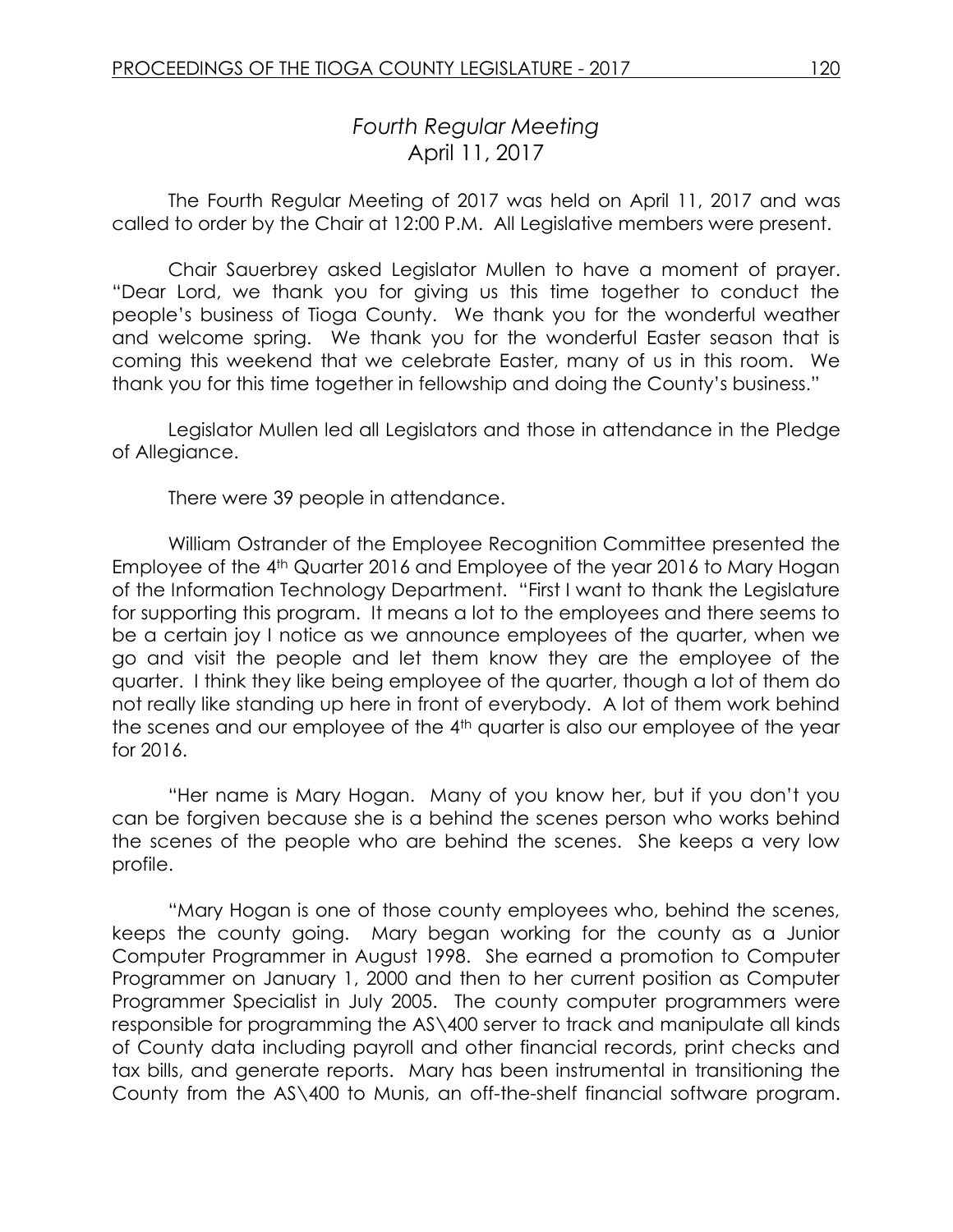## *Fourth Regular Meeting*
## April 11, 2017

The Fourth Regular Meeting of 2017 was held on April 11, 2017 and was called to order by the Chair at 12:00 P.M. All Legislative members were present.

Chair Sauerbrey asked Legislator Mullen to have a moment of prayer. "Dear Lord, we thank you for giving us this time together to conduct the people's business of Tioga County. We thank you for the wonderful weather and welcome spring. We thank you for the wonderful Easter season that is coming this weekend that we celebrate Easter, many of us in this room. We thank you for this time together in fellowship and doing the County's business."

Legislator Mullen led all Legislators and those in attendance in the Pledge of Allegiance.

There were 39 people in attendance.

William Ostrander of the Employee Recognition Committee presented the Employee of the 4th Quarter 2016 and Employee of the year 2016 to Mary Hogan of the Information Technology Department. "First I want to thank the Legislature for supporting this program. It means a lot to the employees and there seems to be a certain joy I notice as we announce employees of the quarter, when we go and visit the people and let them know they are the employee of the quarter. I think they like being employee of the quarter, though a lot of them do not really like standing up here in front of everybody. A lot of them work behind the scenes and our employee of the 4th quarter is also our employee of the year for 2016.

"Her name is Mary Hogan. Many of you know her, but if you don't you can be forgiven because she is a behind the scenes person who works behind the scenes of the people who are behind the scenes. She keeps a very low profile.

"Mary Hogan is one of those county employees who, behind the scenes, keeps the county going. Mary began working for the county as a Junior Computer Programmer in August 1998. She earned a promotion to Computer Programmer on January 1, 2000 and then to her current position as Computer Programmer Specialist in July 2005. The county computer programmers were responsible for programming the AS\400 server to track and manipulate all kinds of County data including payroll and other financial records, print checks and tax bills, and generate reports. Mary has been instrumental in transitioning the County from the AS\400 to Munis, an off-the-shelf financial software program.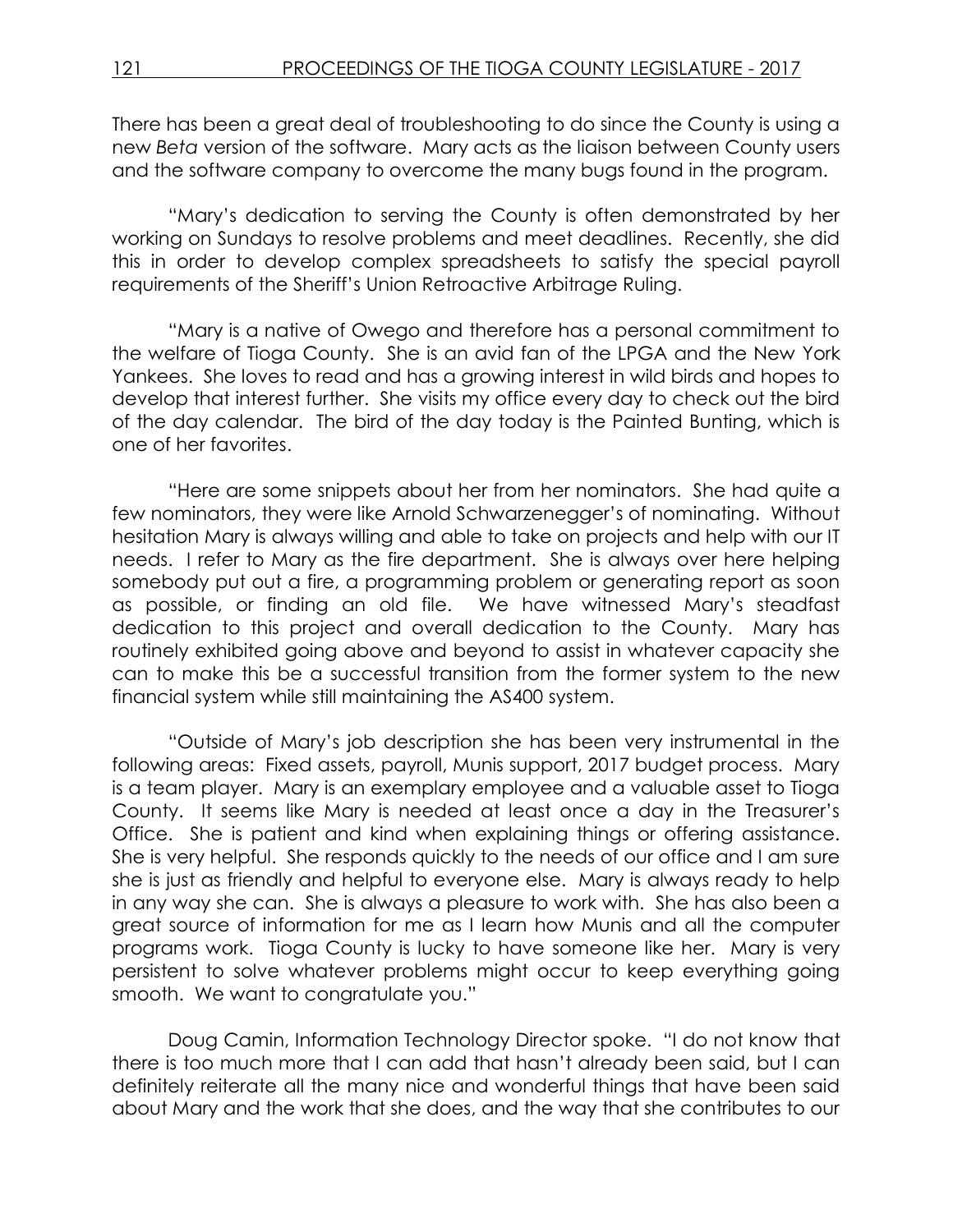There has been a great deal of troubleshooting to do since the County is using a new *Beta* version of the software. Mary acts as the liaison between County users and the software company to overcome the many bugs found in the program.

"Mary's dedication to serving the County is often demonstrated by her working on Sundays to resolve problems and meet deadlines. Recently, she did this in order to develop complex spreadsheets to satisfy the special payroll requirements of the Sheriff's Union Retroactive Arbitrage Ruling.

"Mary is a native of Owego and therefore has a personal commitment to the welfare of Tioga County. She is an avid fan of the LPGA and the New York Yankees. She loves to read and has a growing interest in wild birds and hopes to develop that interest further. She visits my office every day to check out the bird of the day calendar. The bird of the day today is the Painted Bunting, which is one of her favorites.

"Here are some snippets about her from her nominators. She had quite a few nominators, they were like Arnold Schwarzenegger's of nominating. Without hesitation Mary is always willing and able to take on projects and help with our IT needs. I refer to Mary as the fire department. She is always over here helping somebody put out a fire, a programming problem or generating report as soon as possible, or finding an old file. We have witnessed Mary's steadfast dedication to this project and overall dedication to the County. Mary has routinely exhibited going above and beyond to assist in whatever capacity she can to make this be a successful transition from the former system to the new financial system while still maintaining the AS400 system.

"Outside of Mary's job description she has been very instrumental in the following areas: Fixed assets, payroll, Munis support, 2017 budget process. Mary is a team player. Mary is an exemplary employee and a valuable asset to Tioga County. It seems like Mary is needed at least once a day in the Treasurer's Office. She is patient and kind when explaining things or offering assistance. She is very helpful. She responds quickly to the needs of our office and I am sure she is just as friendly and helpful to everyone else. Mary is always ready to help in any way she can. She is always a pleasure to work with. She has also been a great source of information for me as I learn how Munis and all the computer programs work. Tioga County is lucky to have someone like her. Mary is very persistent to solve whatever problems might occur to keep everything going smooth. We want to congratulate you."

Doug Camin, Information Technology Director spoke. "I do not know that there is too much more that I can add that hasn't already been said, but I can definitely reiterate all the many nice and wonderful things that have been said about Mary and the work that she does, and the way that she contributes to our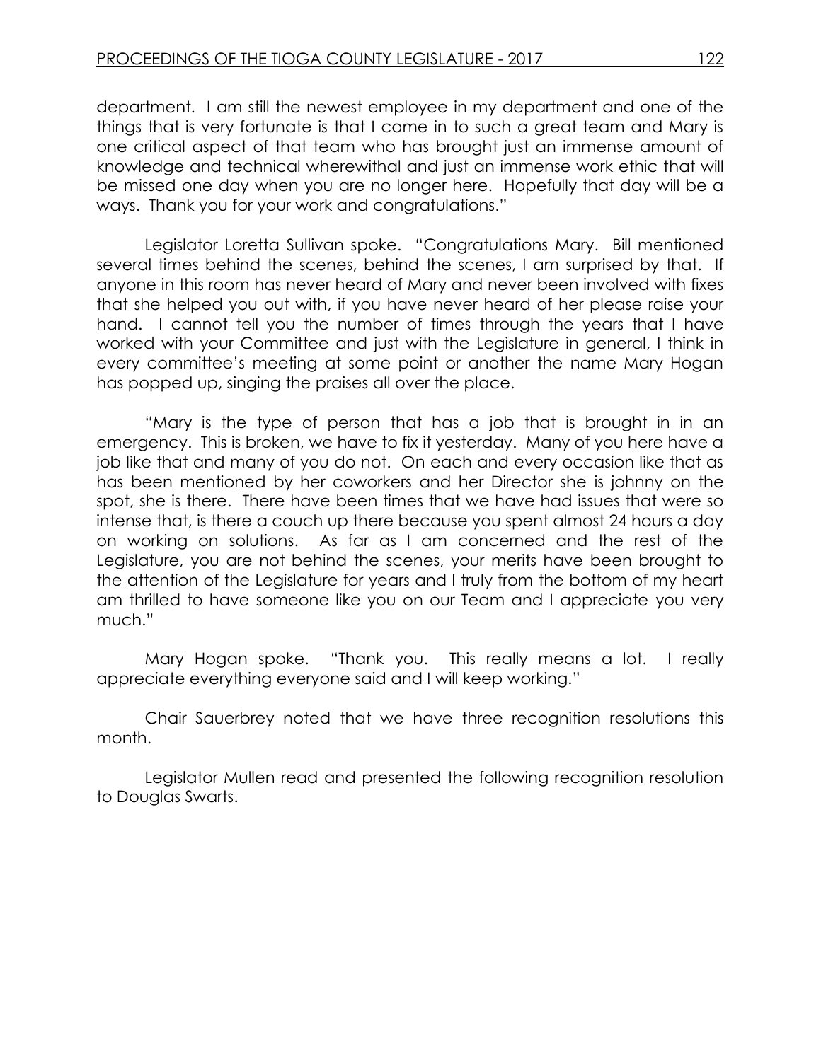department. I am still the newest employee in my department and one of the things that is very fortunate is that I came in to such a great team and Mary is one critical aspect of that team who has brought just an immense amount of knowledge and technical wherewithal and just an immense work ethic that will be missed one day when you are no longer here. Hopefully that day will be a ways. Thank you for your work and congratulations."

Legislator Loretta Sullivan spoke. "Congratulations Mary. Bill mentioned several times behind the scenes, behind the scenes, I am surprised by that. If anyone in this room has never heard of Mary and never been involved with fixes that she helped you out with, if you have never heard of her please raise your hand. I cannot tell you the number of times through the years that I have worked with your Committee and just with the Legislature in general, I think in every committee's meeting at some point or another the name Mary Hogan has popped up, singing the praises all over the place.

"Mary is the type of person that has a job that is brought in in an emergency. This is broken, we have to fix it yesterday. Many of you here have a job like that and many of you do not. On each and every occasion like that as has been mentioned by her coworkers and her Director she is johnny on the spot, she is there. There have been times that we have had issues that were so intense that, is there a couch up there because you spent almost 24 hours a day on working on solutions. As far as I am concerned and the rest of the Legislature, you are not behind the scenes, your merits have been brought to the attention of the Legislature for years and I truly from the bottom of my heart am thrilled to have someone like you on our Team and I appreciate you very much."

Mary Hogan spoke. "Thank you. This really means a lot. I really appreciate everything everyone said and I will keep working."

Chair Sauerbrey noted that we have three recognition resolutions this month.

Legislator Mullen read and presented the following recognition resolution to Douglas Swarts.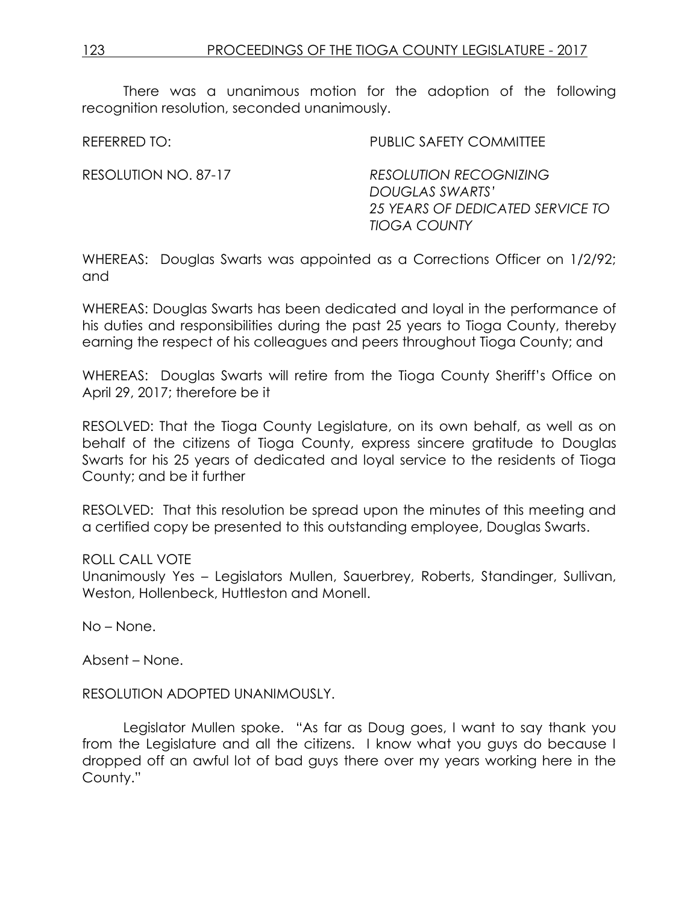There was a unanimous motion for the adoption of the following recognition resolution, seconded unanimously.

REFERRED TO: PUBLIC SAFETY COMMITTEE

RESOLUTION NO. 87-17 *RESOLUTION RECOGNIZING DOUGLAS SWARTS' 25 YEARS OF DEDICATED SERVICE TO TIOGA COUNTY*

WHEREAS: Douglas Swarts was appointed as a Corrections Officer on 1/2/92; and

WHEREAS: Douglas Swarts has been dedicated and loyal in the performance of his duties and responsibilities during the past 25 years to Tioga County, thereby earning the respect of his colleagues and peers throughout Tioga County; and

WHEREAS: Douglas Swarts will retire from the Tioga County Sheriff's Office on April 29, 2017; therefore be it

RESOLVED: That the Tioga County Legislature, on its own behalf, as well as on behalf of the citizens of Tioga County, express sincere gratitude to Douglas Swarts for his 25 years of dedicated and loyal service to the residents of Tioga County; and be it further

RESOLVED: That this resolution be spread upon the minutes of this meeting and a certified copy be presented to this outstanding employee, Douglas Swarts.

ROLL CALL VOTE
Unanimously Yes – Legislators Mullen, Sauerbrey, Roberts, Standinger, Sullivan, Weston, Hollenbeck, Huttleston and Monell.

No – None.

Absent – None.

RESOLUTION ADOPTED UNANIMOUSLY.

Legislator Mullen spoke. "As far as Doug goes, I want to say thank you from the Legislature and all the citizens. I know what you guys do because I dropped off an awful lot of bad guys there over my years working here in the County."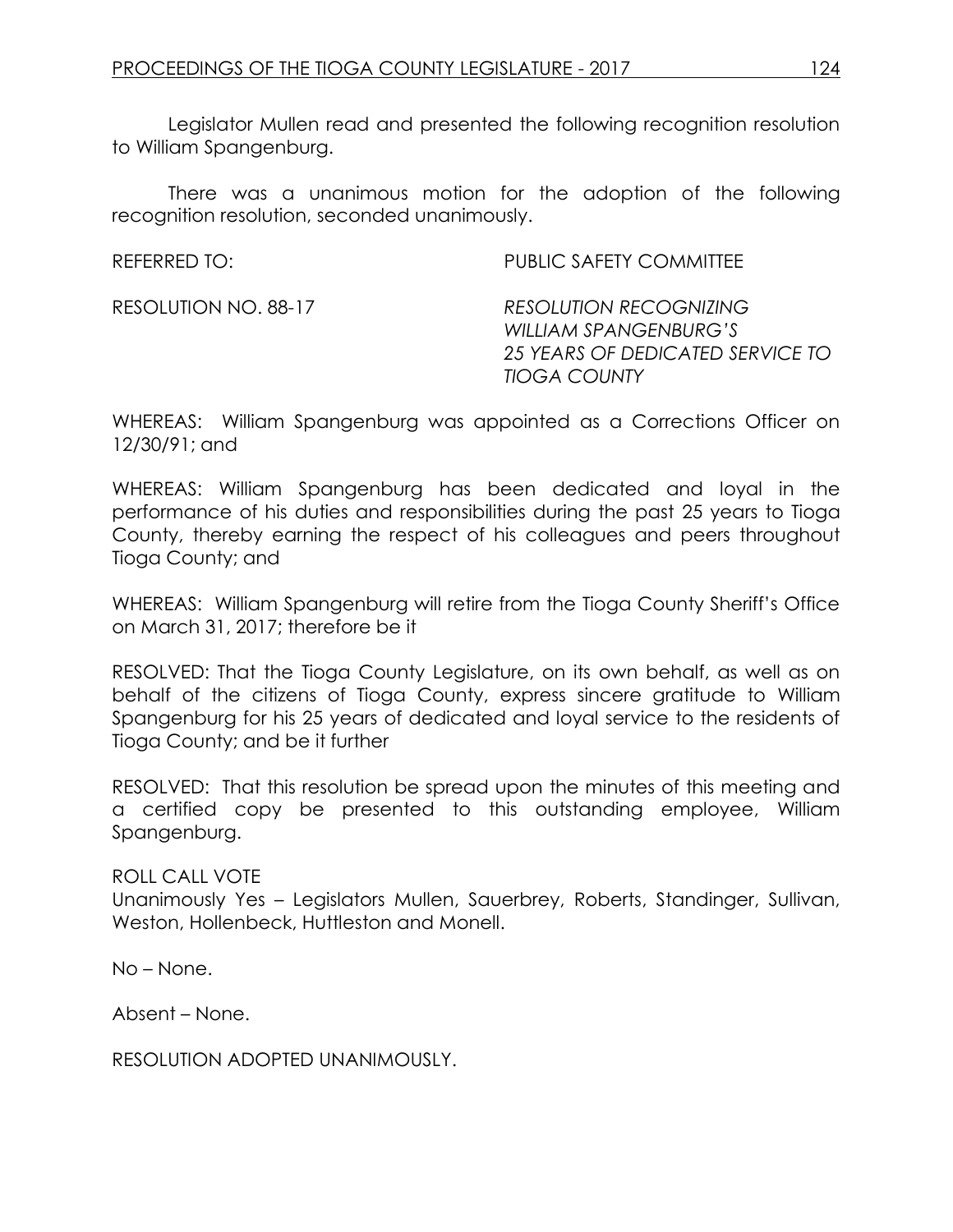Legislator Mullen read and presented the following recognition resolution to William Spangenburg.

There was a unanimous motion for the adoption of the following recognition resolution, seconded unanimously.

REFERRED TO: PUBLIC SAFETY COMMITTEE

RESOLUTION NO. 88-17 *RESOLUTION RECOGNIZING WILLIAM SPANGENBURG'S 25 YEARS OF DEDICATED SERVICE TO TIOGA COUNTY*

WHEREAS: William Spangenburg was appointed as a Corrections Officer on 12/30/91; and

WHEREAS: William Spangenburg has been dedicated and loyal in the performance of his duties and responsibilities during the past 25 years to Tioga County, thereby earning the respect of his colleagues and peers throughout Tioga County; and

WHEREAS: William Spangenburg will retire from the Tioga County Sheriff's Office on March 31, 2017; therefore be it

RESOLVED: That the Tioga County Legislature, on its own behalf, as well as on behalf of the citizens of Tioga County, express sincere gratitude to William Spangenburg for his 25 years of dedicated and loyal service to the residents of Tioga County; and be it further

RESOLVED: That this resolution be spread upon the minutes of this meeting and a certified copy be presented to this outstanding employee, William Spangenburg.

ROLL CALL VOTE
Unanimously Yes – Legislators Mullen, Sauerbrey, Roberts, Standinger, Sullivan, Weston, Hollenbeck, Huttleston and Monell.

No – None.

Absent – None.

RESOLUTION ADOPTED UNANIMOUSLY.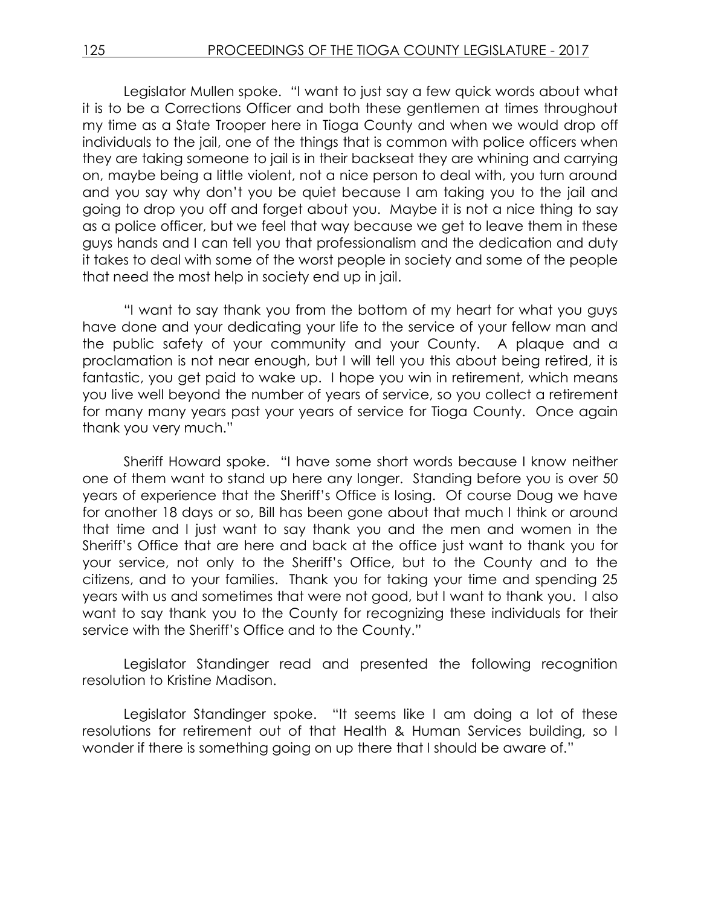Legislator Mullen spoke. "I want to just say a few quick words about what it is to be a Corrections Officer and both these gentlemen at times throughout my time as a State Trooper here in Tioga County and when we would drop off individuals to the jail, one of the things that is common with police officers when they are taking someone to jail is in their backseat they are whining and carrying on, maybe being a little violent, not a nice person to deal with, you turn around and you say why don't you be quiet because I am taking you to the jail and going to drop you off and forget about you. Maybe it is not a nice thing to say as a police officer, but we feel that way because we get to leave them in these guys hands and I can tell you that professionalism and the dedication and duty it takes to deal with some of the worst people in society and some of the people that need the most help in society end up in jail.

"I want to say thank you from the bottom of my heart for what you guys have done and your dedicating your life to the service of your fellow man and the public safety of your community and your County. A plaque and a proclamation is not near enough, but I will tell you this about being retired, it is fantastic, you get paid to wake up. I hope you win in retirement, which means you live well beyond the number of years of service, so you collect a retirement for many many years past your years of service for Tioga County. Once again thank you very much."

Sheriff Howard spoke. "I have some short words because I know neither one of them want to stand up here any longer. Standing before you is over 50 years of experience that the Sheriff's Office is losing. Of course Doug we have for another 18 days or so, Bill has been gone about that much I think or around that time and I just want to say thank you and the men and women in the Sheriff's Office that are here and back at the office just want to thank you for your service, not only to the Sheriff's Office, but to the County and to the citizens, and to your families. Thank you for taking your time and spending 25 years with us and sometimes that were not good, but I want to thank you. I also want to say thank you to the County for recognizing these individuals for their service with the Sheriff's Office and to the County."

Legislator Standinger read and presented the following recognition resolution to Kristine Madison.

Legislator Standinger spoke. "It seems like I am doing a lot of these resolutions for retirement out of that Health & Human Services building, so I wonder if there is something going on up there that I should be aware of."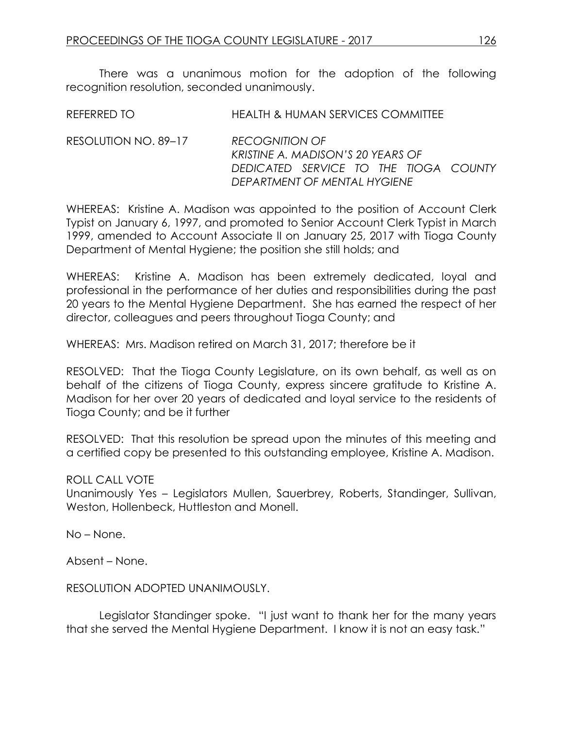There was a unanimous motion for the adoption of the following recognition resolution, seconded unanimously.

REFERRED TO HEALTH & HUMAN SERVICES COMMITTEE

RESOLUTION NO. 89–17 *RECOGNITION OF KRISTINE A. MADISON'S 20 YEARS OF DEDICATED SERVICE TO THE TIOGA COUNTY DEPARTMENT OF MENTAL HYGIENE*

WHEREAS: Kristine A. Madison was appointed to the position of Account Clerk Typist on January 6, 1997, and promoted to Senior Account Clerk Typist in March 1999, amended to Account Associate II on January 25, 2017 with Tioga County Department of Mental Hygiene; the position she still holds; and

WHEREAS: Kristine A. Madison has been extremely dedicated, loyal and professional in the performance of her duties and responsibilities during the past 20 years to the Mental Hygiene Department. She has earned the respect of her director, colleagues and peers throughout Tioga County; and

WHEREAS: Mrs. Madison retired on March 31, 2017; therefore be it

RESOLVED: That the Tioga County Legislature, on its own behalf, as well as on behalf of the citizens of Tioga County, express sincere gratitude to Kristine A. Madison for her over 20 years of dedicated and loyal service to the residents of Tioga County; and be it further

RESOLVED: That this resolution be spread upon the minutes of this meeting and a certified copy be presented to this outstanding employee, Kristine A. Madison.

ROLL CALL VOTE
Unanimously Yes – Legislators Mullen, Sauerbrey, Roberts, Standinger, Sullivan, Weston, Hollenbeck, Huttleston and Monell.

No – None.

Absent – None.

RESOLUTION ADOPTED UNANIMOUSLY.

Legislator Standinger spoke. "I just want to thank her for the many years that she served the Mental Hygiene Department. I know it is not an easy task."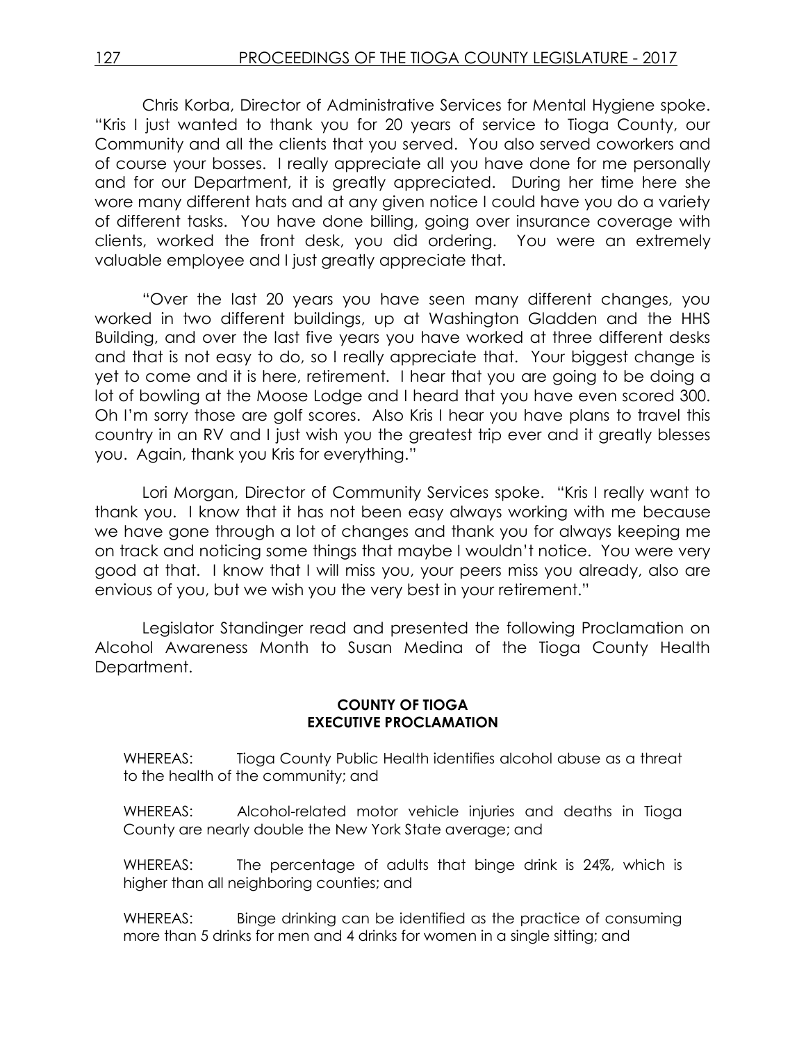Chris Korba, Director of Administrative Services for Mental Hygiene spoke. "Kris I just wanted to thank you for 20 years of service to Tioga County, our Community and all the clients that you served. You also served coworkers and of course your bosses. I really appreciate all you have done for me personally and for our Department, it is greatly appreciated. During her time here she wore many different hats and at any given notice I could have you do a variety of different tasks. You have done billing, going over insurance coverage with clients, worked the front desk, you did ordering. You were an extremely valuable employee and I just greatly appreciate that.

"Over the last 20 years you have seen many different changes, you worked in two different buildings, up at Washington Gladden and the HHS Building, and over the last five years you have worked at three different desks and that is not easy to do, so I really appreciate that. Your biggest change is yet to come and it is here, retirement. I hear that you are going to be doing a lot of bowling at the Moose Lodge and I heard that you have even scored 300. Oh I'm sorry those are golf scores. Also Kris I hear you have plans to travel this country in an RV and I just wish you the greatest trip ever and it greatly blesses you. Again, thank you Kris for everything."

Lori Morgan, Director of Community Services spoke. "Kris I really want to thank you. I know that it has not been easy always working with me because we have gone through a lot of changes and thank you for always keeping me on track and noticing some things that maybe I wouldn't notice. You were very good at that. I know that I will miss you, your peers miss you already, also are envious of you, but we wish you the very best in your retirement."

Legislator Standinger read and presented the following Proclamation on Alcohol Awareness Month to Susan Medina of the Tioga County Health Department.

**COUNTY OF TIOGA**
**EXECUTIVE PROCLAMATION**

WHEREAS: Tioga County Public Health identifies alcohol abuse as a threat to the health of the community; and

WHEREAS: Alcohol-related motor vehicle injuries and deaths in Tioga County are nearly double the New York State average; and

WHEREAS: The percentage of adults that binge drink is 24%, which is higher than all neighboring counties; and

WHEREAS: Binge drinking can be identified as the practice of consuming more than 5 drinks for men and 4 drinks for women in a single sitting; and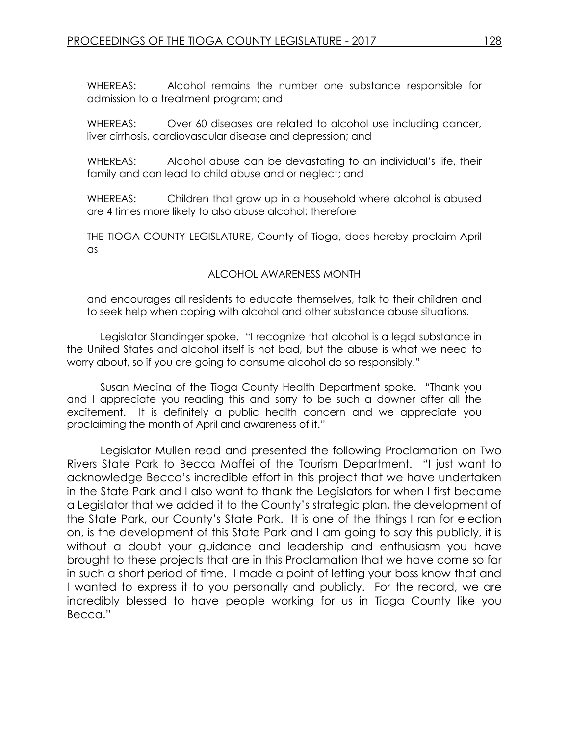WHEREAS: Alcohol remains the number one substance responsible for admission to a treatment program; and

WHEREAS: Over 60 diseases are related to alcohol use including cancer, liver cirrhosis, cardiovascular disease and depression; and

WHEREAS: Alcohol abuse can be devastating to an individual's life, their family and can lead to child abuse and or neglect; and

WHEREAS: Children that grow up in a household where alcohol is abused are 4 times more likely to also abuse alcohol; therefore

THE TIOGA COUNTY LEGISLATURE, County of Tioga, does hereby proclaim April as

ALCOHOL AWARENESS MONTH

and encourages all residents to educate themselves, talk to their children and to seek help when coping with alcohol and other substance abuse situations.

Legislator Standinger spoke. "I recognize that alcohol is a legal substance in the United States and alcohol itself is not bad, but the abuse is what we need to worry about, so if you are going to consume alcohol do so responsibly."

Susan Medina of the Tioga County Health Department spoke. "Thank you and I appreciate you reading this and sorry to be such a downer after all the excitement. It is definitely a public health concern and we appreciate you proclaiming the month of April and awareness of it."

Legislator Mullen read and presented the following Proclamation on Two Rivers State Park to Becca Maffei of the Tourism Department. "I just want to acknowledge Becca's incredible effort in this project that we have undertaken in the State Park and I also want to thank the Legislators for when I first became a Legislator that we added it to the County's strategic plan, the development of the State Park, our County's State Park. It is one of the things I ran for election on, is the development of this State Park and I am going to say this publicly, it is without a doubt your guidance and leadership and enthusiasm you have brought to these projects that are in this Proclamation that we have come so far in such a short period of time. I made a point of letting your boss know that and I wanted to express it to you personally and publicly. For the record, we are incredibly blessed to have people working for us in Tioga County like you Becca."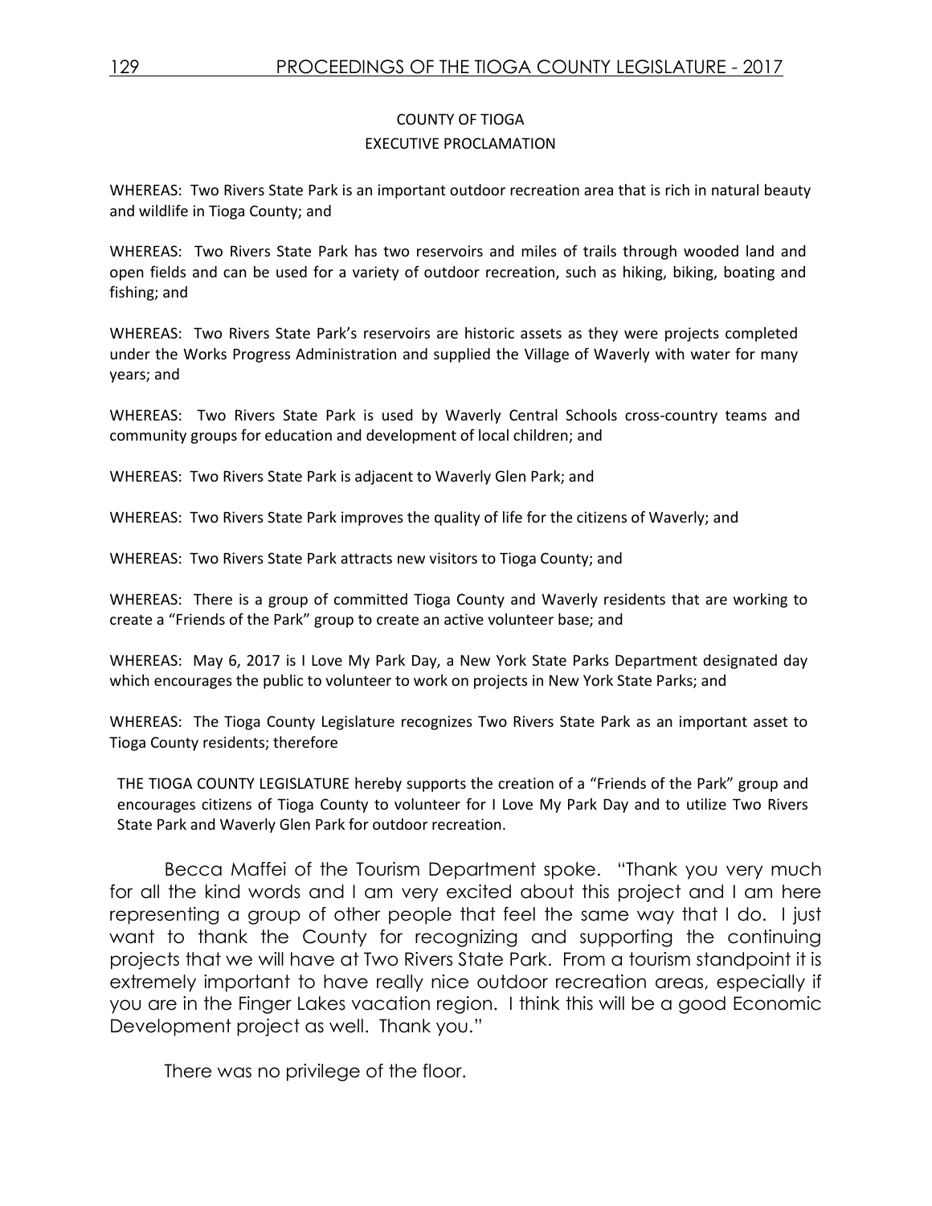## COUNTY OF TIOGA
## EXECUTIVE PROCLAMATION

WHEREAS: Two Rivers State Park is an important outdoor recreation area that is rich in natural beauty and wildlife in Tioga County; and

WHEREAS: Two Rivers State Park has two reservoirs and miles of trails through wooded land and open fields and can be used for a variety of outdoor recreation, such as hiking, biking, boating and fishing; and

WHEREAS: Two Rivers State Park's reservoirs are historic assets as they were projects completed under the Works Progress Administration and supplied the Village of Waverly with water for many years; and

WHEREAS: Two Rivers State Park is used by Waverly Central Schools cross-country teams and community groups for education and development of local children; and

WHEREAS: Two Rivers State Park is adjacent to Waverly Glen Park; and

WHEREAS: Two Rivers State Park improves the quality of life for the citizens of Waverly; and

WHEREAS: Two Rivers State Park attracts new visitors to Tioga County; and

WHEREAS: There is a group of committed Tioga County and Waverly residents that are working to create a "Friends of the Park" group to create an active volunteer base; and

WHEREAS: May 6, 2017 is I Love My Park Day, a New York State Parks Department designated day which encourages the public to volunteer to work on projects in New York State Parks; and

WHEREAS: The Tioga County Legislature recognizes Two Rivers State Park as an important asset to Tioga County residents; therefore

THE TIOGA COUNTY LEGISLATURE hereby supports the creation of a "Friends of the Park" group and encourages citizens of Tioga County to volunteer for I Love My Park Day and to utilize Two Rivers State Park and Waverly Glen Park for outdoor recreation.

Becca Maffei of the Tourism Department spoke. "Thank you very much for all the kind words and I am very excited about this project and I am here representing a group of other people that feel the same way that I do. I just want to thank the County for recognizing and supporting the continuing projects that we will have at Two Rivers State Park. From a tourism standpoint it is extremely important to have really nice outdoor recreation areas, especially if you are in the Finger Lakes vacation region. I think this will be a good Economic Development project as well. Thank you."

There was no privilege of the floor.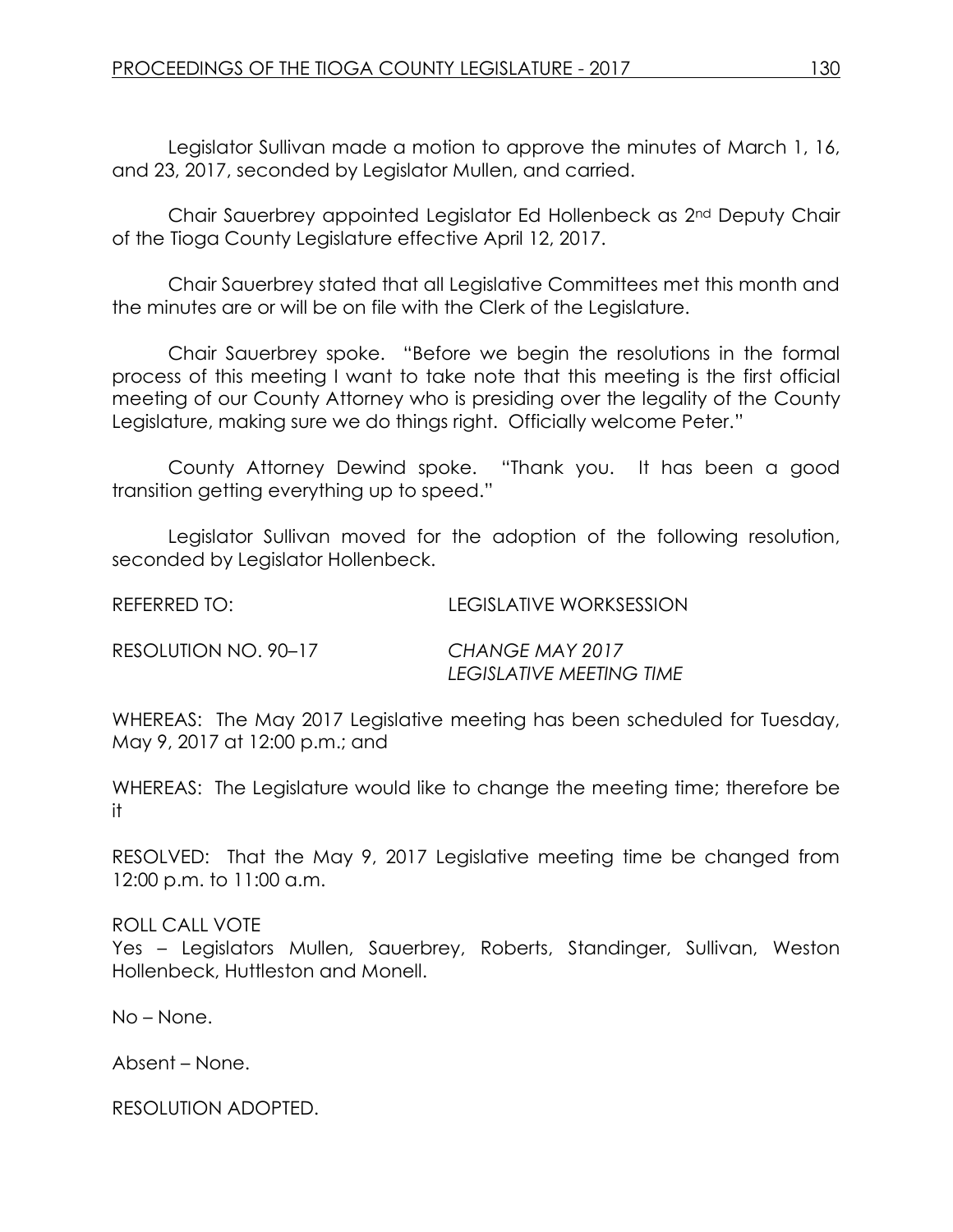Legislator Sullivan made a motion to approve the minutes of March 1, 16, and 23, 2017, seconded by Legislator Mullen, and carried.

Chair Sauerbrey appointed Legislator Ed Hollenbeck as 2nd Deputy Chair of the Tioga County Legislature effective April 12, 2017.

Chair Sauerbrey stated that all Legislative Committees met this month and the minutes are or will be on file with the Clerk of the Legislature.

Chair Sauerbrey spoke. "Before we begin the resolutions in the formal process of this meeting I want to take note that this meeting is the first official meeting of our County Attorney who is presiding over the legality of the County Legislature, making sure we do things right. Officially welcome Peter."

County Attorney Dewind spoke. "Thank you. It has been a good transition getting everything up to speed."

Legislator Sullivan moved for the adoption of the following resolution, seconded by Legislator Hollenbeck.

REFERRED TO: LEGISLATIVE WORKSESSION

RESOLUTION NO. 90–17 *CHANGE MAY 2017 LEGISLATIVE MEETING TIME*

WHEREAS: The May 2017 Legislative meeting has been scheduled for Tuesday, May 9, 2017 at 12:00 p.m.; and

WHEREAS: The Legislature would like to change the meeting time; therefore be it

RESOLVED: That the May 9, 2017 Legislative meeting time be changed from 12:00 p.m. to 11:00 a.m.

ROLL CALL VOTE
Yes – Legislators Mullen, Sauerbrey, Roberts, Standinger, Sullivan, Weston Hollenbeck, Huttleston and Monell.

No – None.

Absent – None.

RESOLUTION ADOPTED.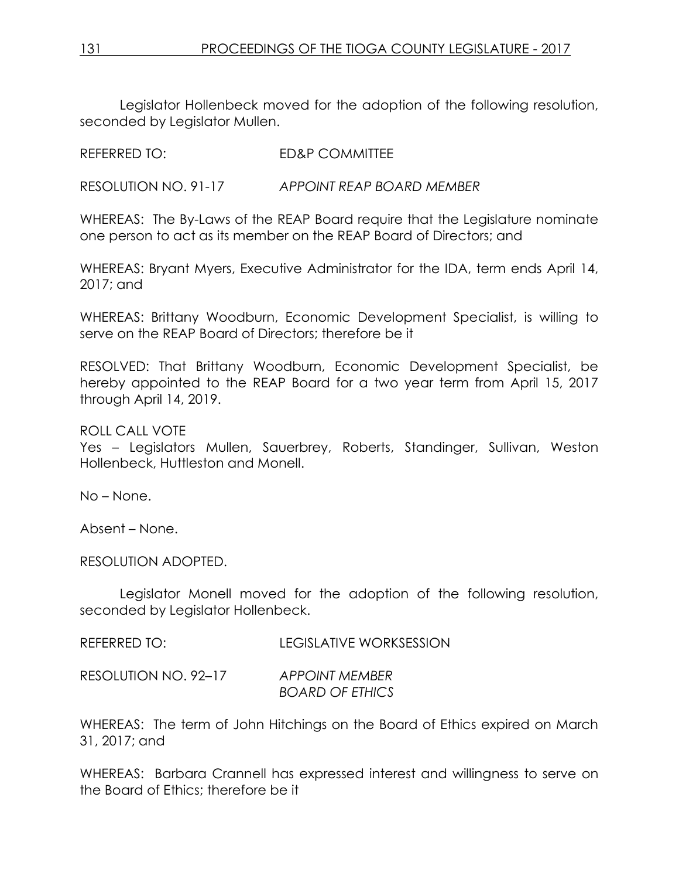Legislator Hollenbeck moved for the adoption of the following resolution, seconded by Legislator Mullen.

REFERRED TO: ED&P COMMITTEE

RESOLUTION NO. 91-17 *APPOINT REAP BOARD MEMBER*

WHEREAS: The By-Laws of the REAP Board require that the Legislature nominate one person to act as its member on the REAP Board of Directors; and

WHEREAS: Bryant Myers, Executive Administrator for the IDA, term ends April 14, 2017; and

WHEREAS: Brittany Woodburn, Economic Development Specialist, is willing to serve on the REAP Board of Directors; therefore be it

RESOLVED: That Brittany Woodburn, Economic Development Specialist, be hereby appointed to the REAP Board for a two year term from April 15, 2017 through April 14, 2019.

ROLL CALL VOTE
Yes – Legislators Mullen, Sauerbrey, Roberts, Standinger, Sullivan, Weston Hollenbeck, Huttleston and Monell.

No – None.

Absent – None.

RESOLUTION ADOPTED.

Legislator Monell moved for the adoption of the following resolution, seconded by Legislator Hollenbeck.

REFERRED TO: LEGISLATIVE WORKSESSION

RESOLUTION NO. 92–17 *APPOINT MEMBER BOARD OF ETHICS*

WHEREAS: The term of John Hitchings on the Board of Ethics expired on March 31, 2017; and

WHEREAS: Barbara Crannell has expressed interest and willingness to serve on the Board of Ethics; therefore be it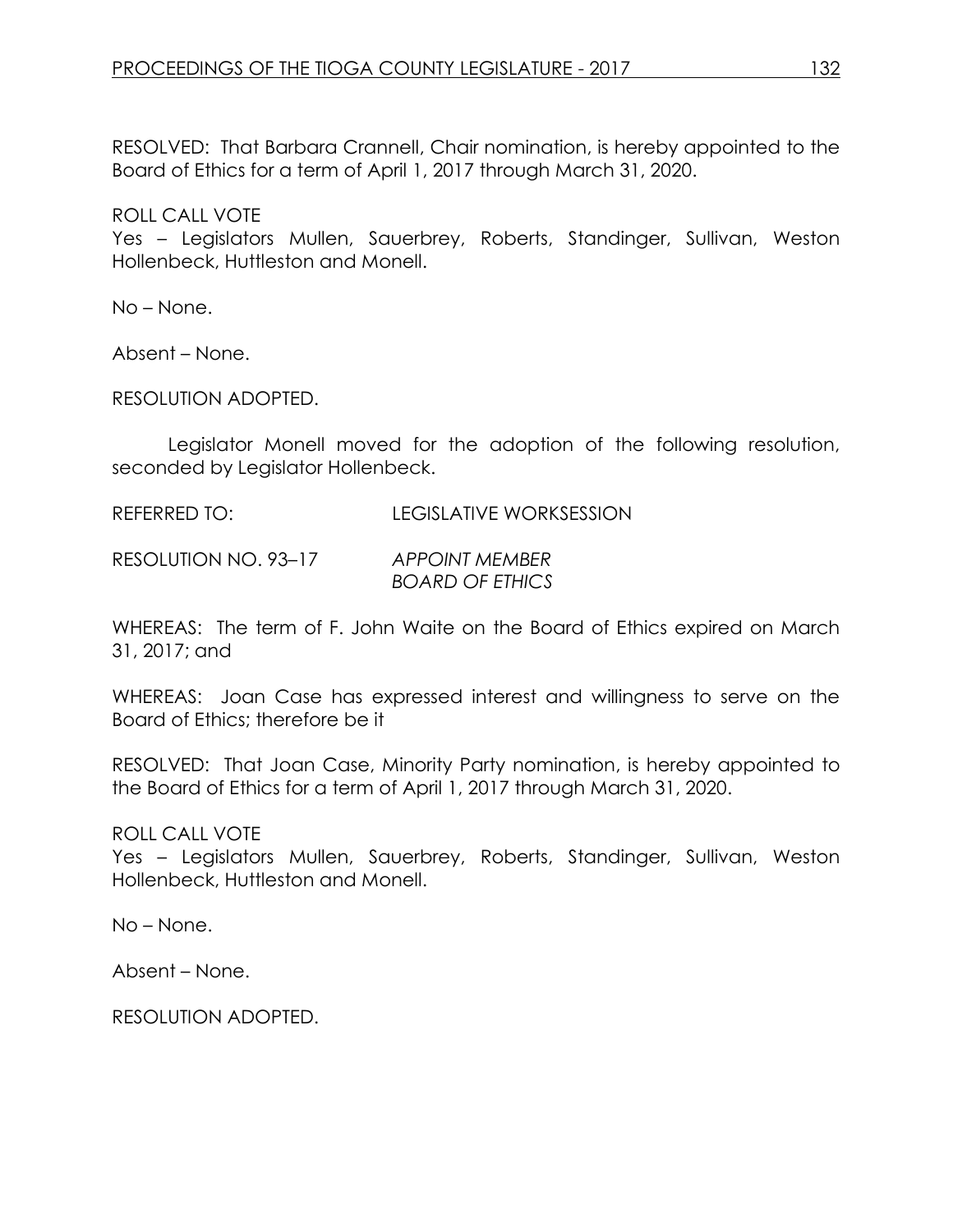RESOLVED: That Barbara Crannell, Chair nomination, is hereby appointed to the Board of Ethics for a term of April 1, 2017 through March 31, 2020.

ROLL CALL VOTE
Yes – Legislators Mullen, Sauerbrey, Roberts, Standinger, Sullivan, Weston Hollenbeck, Huttleston and Monell.

No – None.

Absent – None.

RESOLUTION ADOPTED.

Legislator Monell moved for the adoption of the following resolution, seconded by Legislator Hollenbeck.

REFERRED TO: LEGISLATIVE WORKSESSION

RESOLUTION NO. 93–17 *APPOINT MEMBER BOARD OF ETHICS*

WHEREAS: The term of F. John Waite on the Board of Ethics expired on March 31, 2017; and

WHEREAS: Joan Case has expressed interest and willingness to serve on the Board of Ethics; therefore be it

RESOLVED: That Joan Case, Minority Party nomination, is hereby appointed to the Board of Ethics for a term of April 1, 2017 through March 31, 2020.

ROLL CALL VOTE
Yes – Legislators Mullen, Sauerbrey, Roberts, Standinger, Sullivan, Weston Hollenbeck, Huttleston and Monell.

No – None.

Absent – None.

RESOLUTION ADOPTED.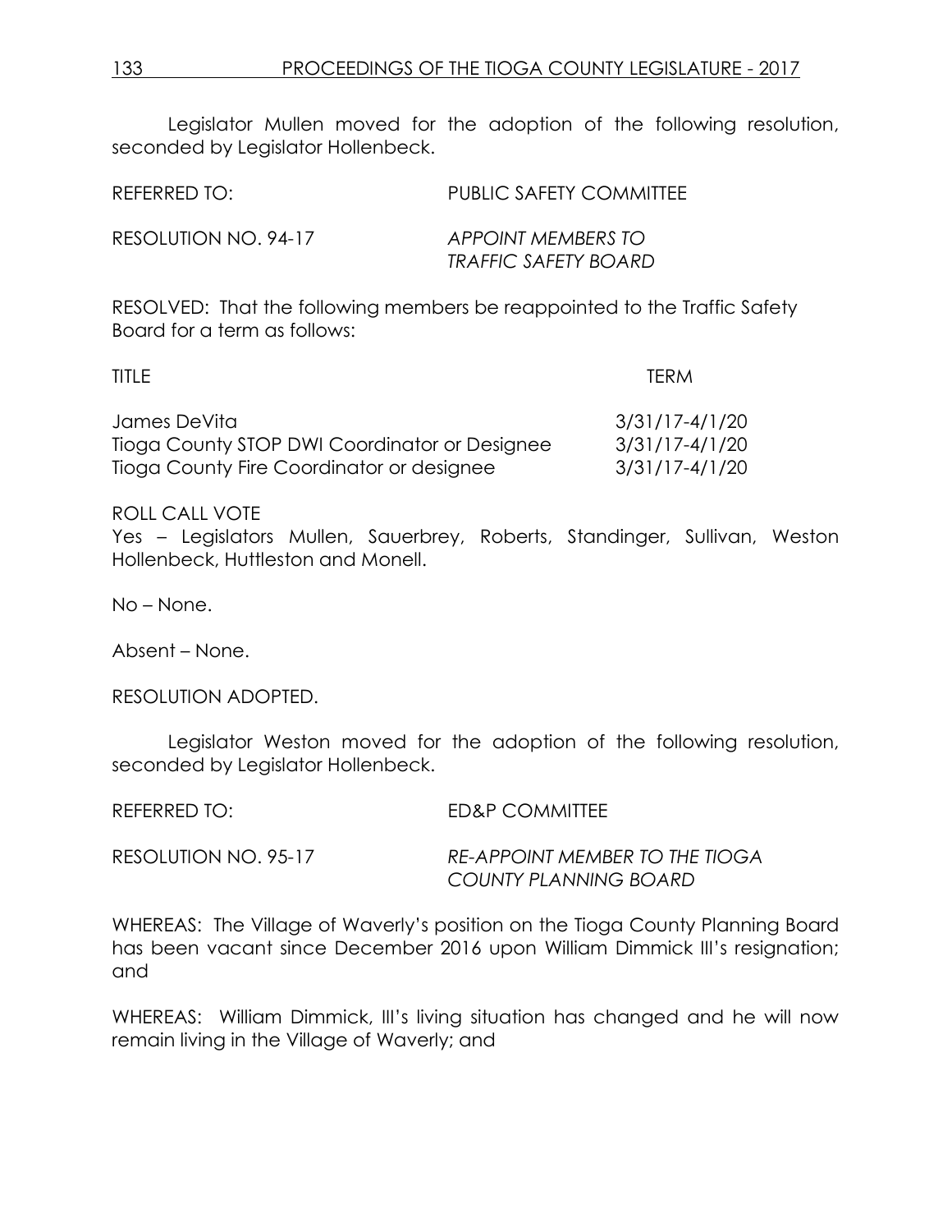Legislator Mullen moved for the adoption of the following resolution, seconded by Legislator Hollenbeck.

REFERRED TO: PUBLIC SAFETY COMMITTEE

RESOLUTION NO. 94-17 *APPOINT MEMBERS TO TRAFFIC SAFETY BOARD*

RESOLVED: That the following members be reappointed to the Traffic Safety Board for a term as follows:

| TITLE | TERM |
|---|---|
| James DeVita | 3/31/17-4/1/20 |
| Tioga County STOP DWI Coordinator or Designee | 3/31/17-4/1/20 |
| Tioga County Fire Coordinator or designee | 3/31/17-4/1/20 |

ROLL CALL VOTE
Yes – Legislators Mullen, Sauerbrey, Roberts, Standinger, Sullivan, Weston Hollenbeck, Huttleston and Monell.

No – None.

Absent – None.

RESOLUTION ADOPTED.

Legislator Weston moved for the adoption of the following resolution, seconded by Legislator Hollenbeck.

REFERRED TO: ED&P COMMITTEE

RESOLUTION NO. 95-17 *RE-APPOINT MEMBER TO THE TIOGA COUNTY PLANNING BOARD*

WHEREAS: The Village of Waverly's position on the Tioga County Planning Board has been vacant since December 2016 upon William Dimmick III's resignation; and

WHEREAS: William Dimmick, III's living situation has changed and he will now remain living in the Village of Waverly; and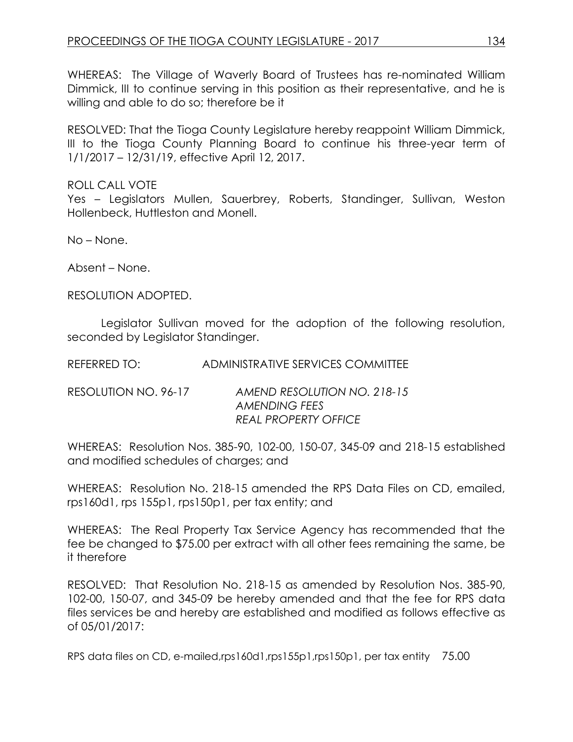WHEREAS: The Village of Waverly Board of Trustees has re-nominated William Dimmick, III to continue serving in this position as their representative, and he is willing and able to do so; therefore be it

RESOLVED: That the Tioga County Legislature hereby reappoint William Dimmick, III to the Tioga County Planning Board to continue his three-year term of 1/1/2017 – 12/31/19, effective April 12, 2017.

ROLL CALL VOTE
Yes – Legislators Mullen, Sauerbrey, Roberts, Standinger, Sullivan, Weston Hollenbeck, Huttleston and Monell.

No – None.

Absent – None.

RESOLUTION ADOPTED.

Legislator Sullivan moved for the adoption of the following resolution, seconded by Legislator Standinger.

REFERRED TO: ADMINISTRATIVE SERVICES COMMITTEE

RESOLUTION NO. 96-17 *AMEND RESOLUTION NO. 218-15*
*AMENDING FEES*
*REAL PROPERTY OFFICE*

WHEREAS: Resolution Nos. 385-90, 102-00, 150-07, 345-09 and 218-15 established and modified schedules of charges; and

WHEREAS: Resolution No. 218-15 amended the RPS Data Files on CD, emailed, rps160d1, rps 155p1, rps150p1, per tax entity; and

WHEREAS: The Real Property Tax Service Agency has recommended that the fee be changed to $75.00 per extract with all other fees remaining the same, be it therefore

RESOLVED: That Resolution No. 218-15 as amended by Resolution Nos. 385-90, 102-00, 150-07, and 345-09 be hereby amended and that the fee for RPS data files services be and hereby are established and modified as follows effective as of 05/01/2017:

RPS data files on CD, e-mailed,rps160d1,rps155p1,rps150p1, per tax entity 75.00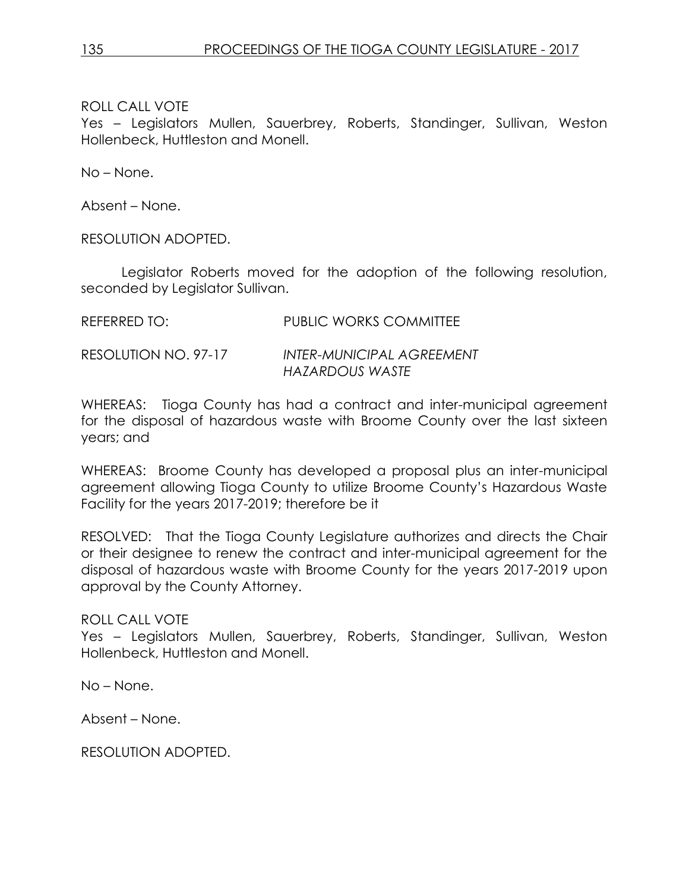ROLL CALL VOTE
Yes – Legislators Mullen, Sauerbrey, Roberts, Standinger, Sullivan, Weston Hollenbeck, Huttleston and Monell.

No – None.

Absent – None.

RESOLUTION ADOPTED.

Legislator Roberts moved for the adoption of the following resolution, seconded by Legislator Sullivan.

REFERRED TO: PUBLIC WORKS COMMITTEE

RESOLUTION NO. 97-17 *INTER-MUNICIPAL AGREEMENT HAZARDOUS WASTE*

WHEREAS: Tioga County has had a contract and inter-municipal agreement for the disposal of hazardous waste with Broome County over the last sixteen years; and

WHEREAS: Broome County has developed a proposal plus an inter-municipal agreement allowing Tioga County to utilize Broome County's Hazardous Waste Facility for the years 2017-2019; therefore be it

RESOLVED: That the Tioga County Legislature authorizes and directs the Chair or their designee to renew the contract and inter-municipal agreement for the disposal of hazardous waste with Broome County for the years 2017-2019 upon approval by the County Attorney.

ROLL CALL VOTE
Yes – Legislators Mullen, Sauerbrey, Roberts, Standinger, Sullivan, Weston Hollenbeck, Huttleston and Monell.

No – None.

Absent – None.

RESOLUTION ADOPTED.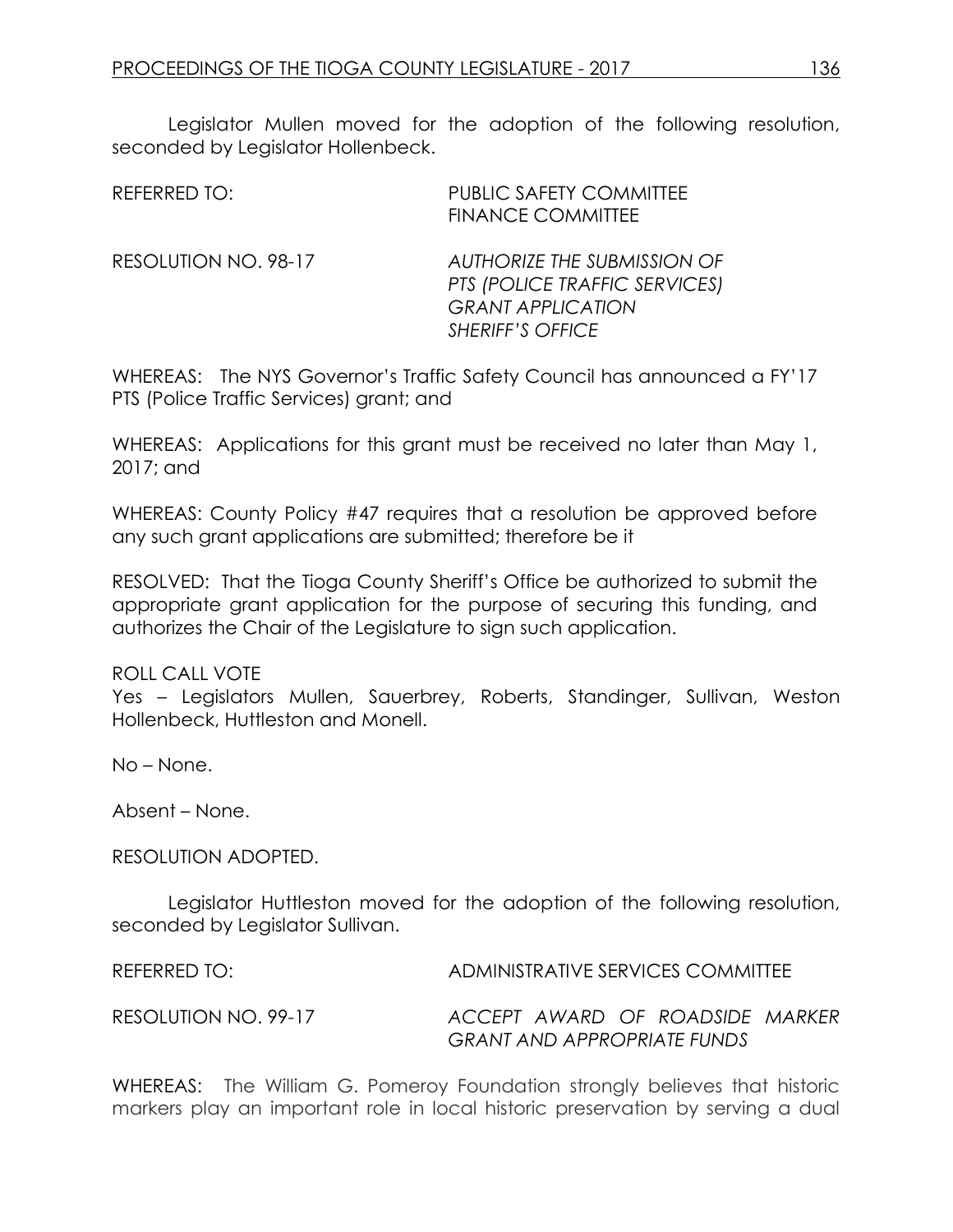Legislator Mullen moved for the adoption of the following resolution, seconded by Legislator Hollenbeck.

REFERRED TO: PUBLIC SAFETY COMMITTEE
FINANCE COMMITTEE

RESOLUTION NO. 98-17 *AUTHORIZE THE SUBMISSION OF PTS (POLICE TRAFFIC SERVICES) GRANT APPLICATION SHERIFF'S OFFICE*

WHEREAS: The NYS Governor's Traffic Safety Council has announced a FY'17 PTS (Police Traffic Services) grant; and

WHEREAS: Applications for this grant must be received no later than May 1, 2017; and

WHEREAS: County Policy #47 requires that a resolution be approved before any such grant applications are submitted; therefore be it

RESOLVED: That the Tioga County Sheriff's Office be authorized to submit the appropriate grant application for the purpose of securing this funding, and authorizes the Chair of the Legislature to sign such application.

ROLL CALL VOTE
Yes – Legislators Mullen, Sauerbrey, Roberts, Standinger, Sullivan, Weston Hollenbeck, Huttleston and Monell.

No – None.

Absent – None.

RESOLUTION ADOPTED.

Legislator Huttleston moved for the adoption of the following resolution, seconded by Legislator Sullivan.

REFERRED TO: ADMINISTRATIVE SERVICES COMMITTEE

RESOLUTION NO. 99-17 *ACCEPT AWARD OF ROADSIDE MARKER GRANT AND APPROPRIATE FUNDS*

WHEREAS: The William G. Pomeroy Foundation strongly believes that historic markers play an important role in local historic preservation by serving a dual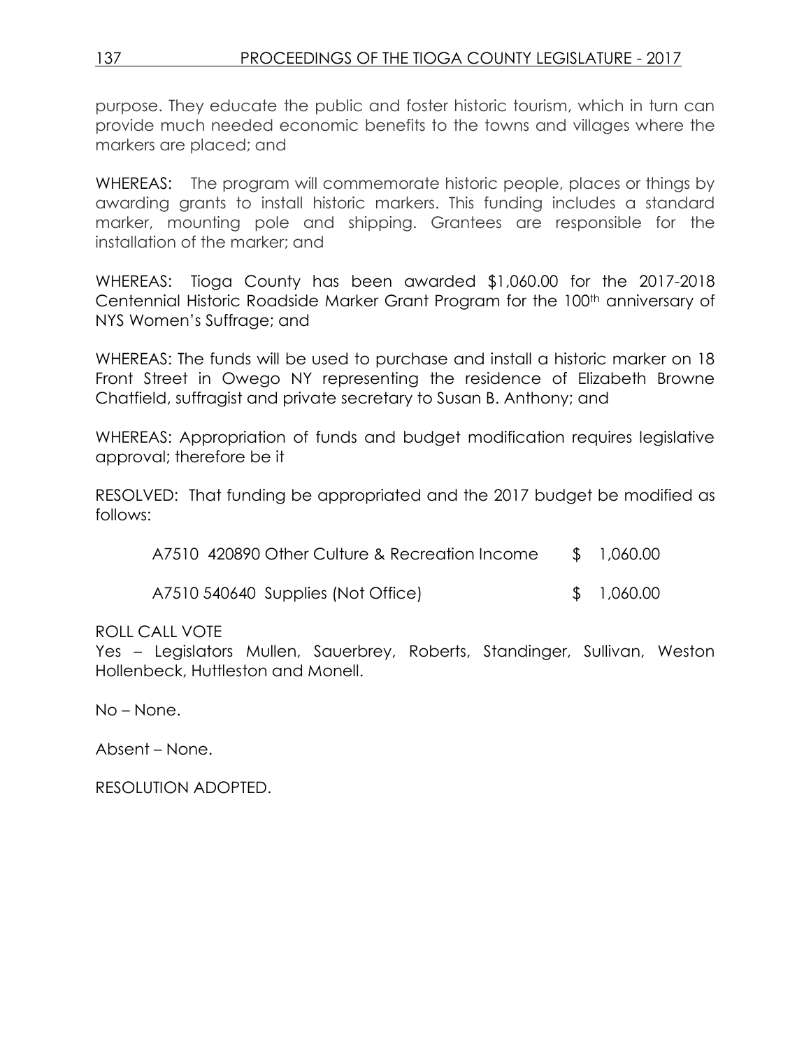purpose. They educate the public and foster historic tourism, which in turn can provide much needed economic benefits to the towns and villages where the markers are placed; and

WHEREAS: The program will commemorate historic people, places or things by awarding grants to install historic markers. This funding includes a standard marker, mounting pole and shipping. Grantees are responsible for the installation of the marker; and

WHEREAS: Tioga County has been awarded $1,060.00 for the 2017-2018 Centennial Historic Roadside Marker Grant Program for the 100th anniversary of NYS Women's Suffrage; and

WHEREAS: The funds will be used to purchase and install a historic marker on 18 Front Street in Owego NY representing the residence of Elizabeth Browne Chatfield, suffragist and private secretary to Susan B. Anthony; and

WHEREAS: Appropriation of funds and budget modification requires legislative approval; therefore be it

RESOLVED: That funding be appropriated and the 2017 budget be modified as follows:

| | |
|---|---|
| A7510 420890 Other Culture & Recreation Income | $ 1,060.00 |
| A7510 540640 Supplies (Not Office) | $ 1,060.00 |

ROLL CALL VOTE
Yes – Legislators Mullen, Sauerbrey, Roberts, Standinger, Sullivan, Weston Hollenbeck, Huttleston and Monell.

No – None.

Absent – None.

RESOLUTION ADOPTED.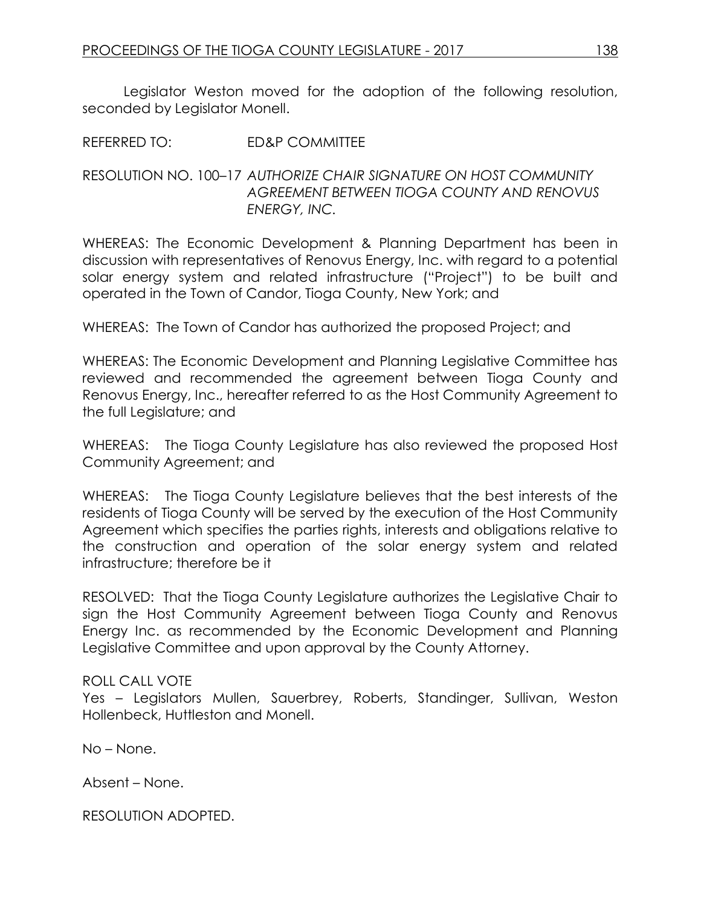Legislator Weston moved for the adoption of the following resolution, seconded by Legislator Monell.

REFERRED TO: ED&P COMMITTEE

RESOLUTION NO. 100–17 *AUTHORIZE CHAIR SIGNATURE ON HOST COMMUNITY AGREEMENT BETWEEN TIOGA COUNTY AND RENOVUS ENERGY, INC.*

WHEREAS: The Economic Development & Planning Department has been in discussion with representatives of Renovus Energy, Inc. with regard to a potential solar energy system and related infrastructure ("Project") to be built and operated in the Town of Candor, Tioga County, New York; and

WHEREAS: The Town of Candor has authorized the proposed Project; and

WHEREAS: The Economic Development and Planning Legislative Committee has reviewed and recommended the agreement between Tioga County and Renovus Energy, Inc., hereafter referred to as the Host Community Agreement to the full Legislature; and

WHEREAS: The Tioga County Legislature has also reviewed the proposed Host Community Agreement; and

WHEREAS: The Tioga County Legislature believes that the best interests of the residents of Tioga County will be served by the execution of the Host Community Agreement which specifies the parties rights, interests and obligations relative to the construction and operation of the solar energy system and related infrastructure; therefore be it

RESOLVED: That the Tioga County Legislature authorizes the Legislative Chair to sign the Host Community Agreement between Tioga County and Renovus Energy Inc. as recommended by the Economic Development and Planning Legislative Committee and upon approval by the County Attorney.

ROLL CALL VOTE
Yes – Legislators Mullen, Sauerbrey, Roberts, Standinger, Sullivan, Weston Hollenbeck, Huttleston and Monell.

No – None.

Absent – None.

RESOLUTION ADOPTED.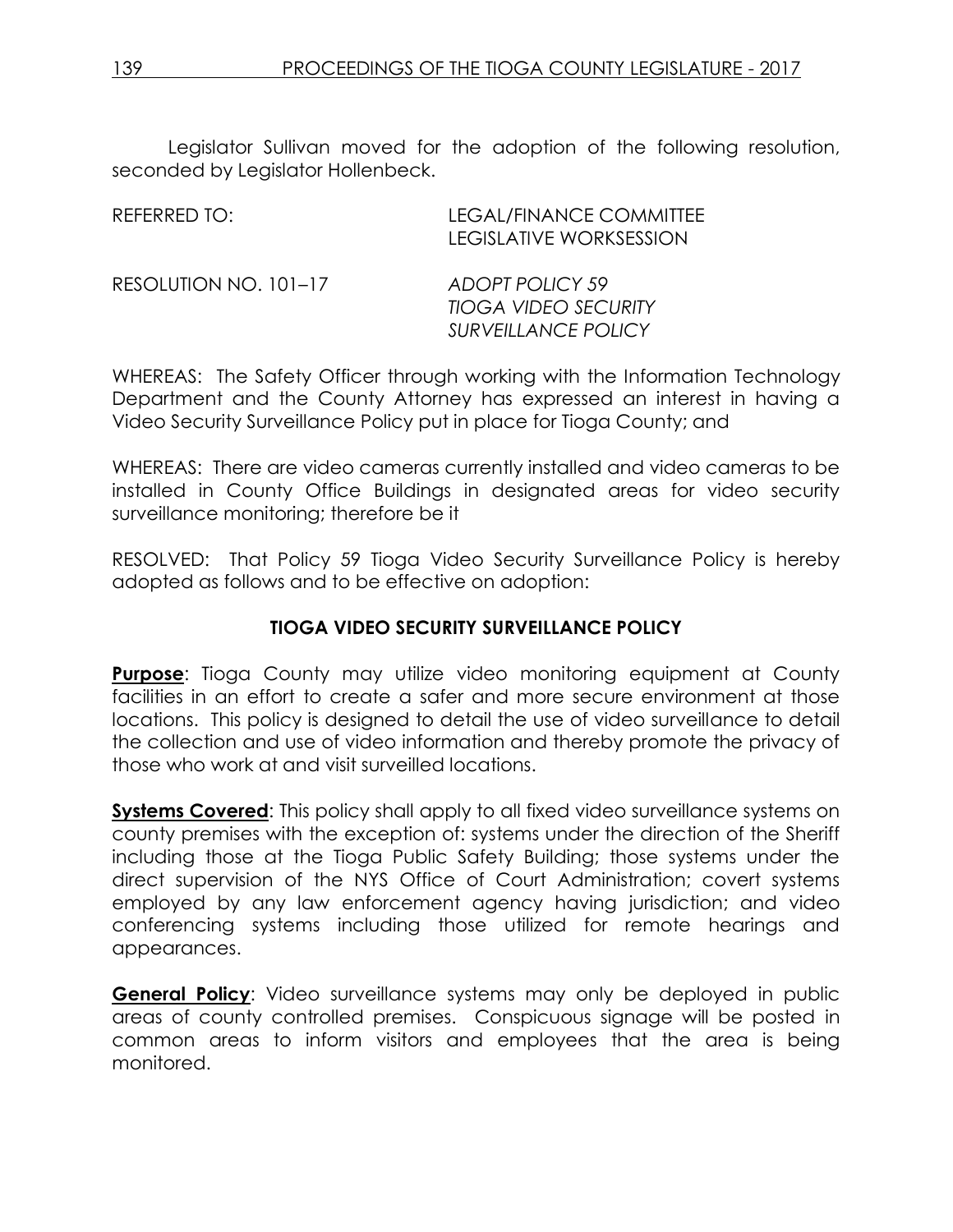Legislator Sullivan moved for the adoption of the following resolution, seconded by Legislator Hollenbeck.

REFERRED TO: LEGAL/FINANCE COMMITTEE
LEGISLATIVE WORKSESSION

RESOLUTION NO. 101–17 *ADOPT POLICY 59*
*TIOGA VIDEO SECURITY*
*SURVEILLANCE POLICY*

WHEREAS: The Safety Officer through working with the Information Technology Department and the County Attorney has expressed an interest in having a Video Security Surveillance Policy put in place for Tioga County; and

WHEREAS: There are video cameras currently installed and video cameras to be installed in County Office Buildings in designated areas for video security surveillance monitoring; therefore be it

RESOLVED: That Policy 59 Tioga Video Security Surveillance Policy is hereby adopted as follows and to be effective on adoption:

**TIOGA VIDEO SECURITY SURVEILLANCE POLICY**

**Purpose**: Tioga County may utilize video monitoring equipment at County facilities in an effort to create a safer and more secure environment at those locations. This policy is designed to detail the use of video surveillance to detail the collection and use of video information and thereby promote the privacy of those who work at and visit surveilled locations.

**Systems Covered**: This policy shall apply to all fixed video surveillance systems on county premises with the exception of: systems under the direction of the Sheriff including those at the Tioga Public Safety Building; those systems under the direct supervision of the NYS Office of Court Administration; covert systems employed by any law enforcement agency having jurisdiction; and video conferencing systems including those utilized for remote hearings and appearances.

**General Policy**: Video surveillance systems may only be deployed in public areas of county controlled premises. Conspicuous signage will be posted in common areas to inform visitors and employees that the area is being monitored.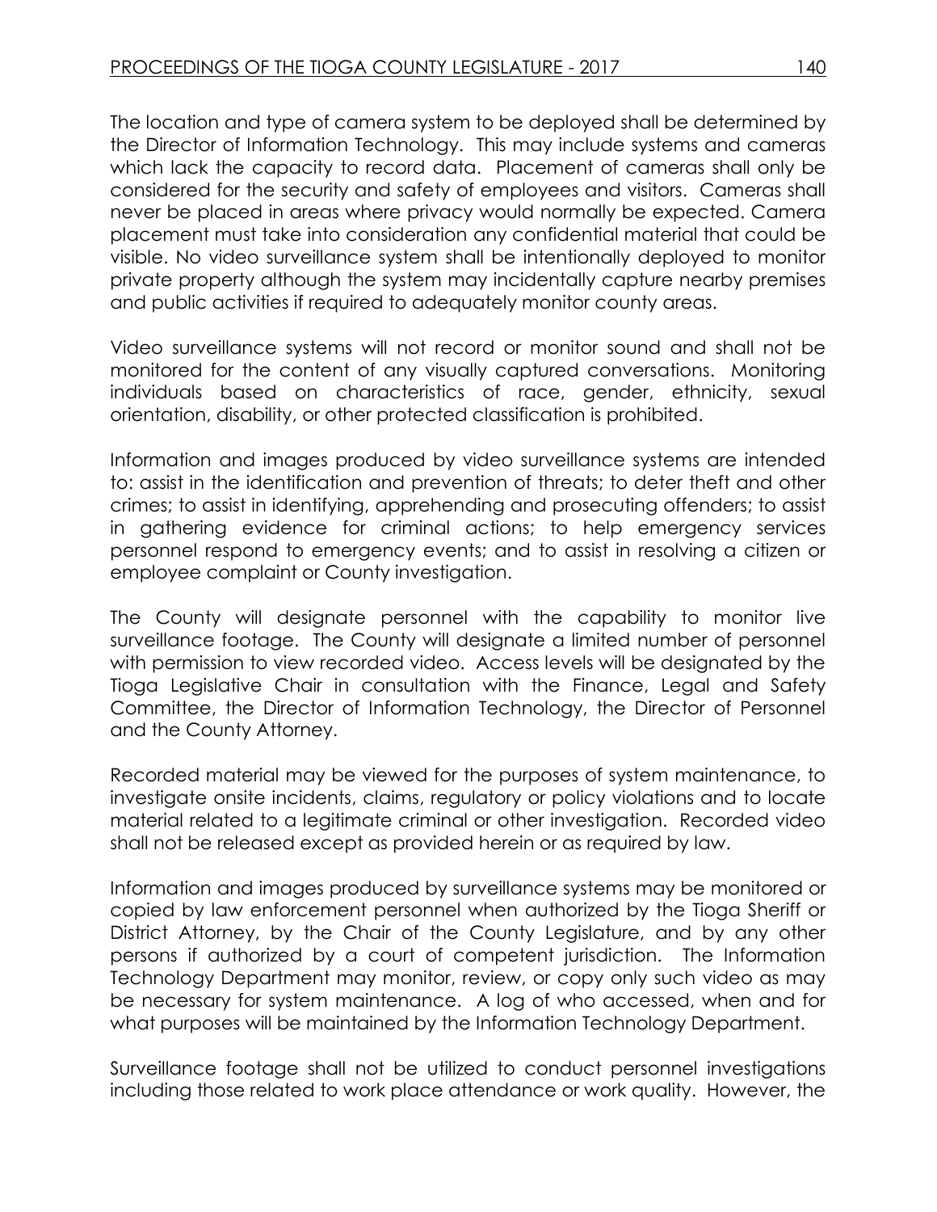The location and type of camera system to be deployed shall be determined by the Director of Information Technology. This may include systems and cameras which lack the capacity to record data. Placement of cameras shall only be considered for the security and safety of employees and visitors. Cameras shall never be placed in areas where privacy would normally be expected. Camera placement must take into consideration any confidential material that could be visible. No video surveillance system shall be intentionally deployed to monitor private property although the system may incidentally capture nearby premises and public activities if required to adequately monitor county areas.

Video surveillance systems will not record or monitor sound and shall not be monitored for the content of any visually captured conversations. Monitoring individuals based on characteristics of race, gender, ethnicity, sexual orientation, disability, or other protected classification is prohibited.

Information and images produced by video surveillance systems are intended to: assist in the identification and prevention of threats; to deter theft and other crimes; to assist in identifying, apprehending and prosecuting offenders; to assist in gathering evidence for criminal actions; to help emergency services personnel respond to emergency events; and to assist in resolving a citizen or employee complaint or County investigation.

The County will designate personnel with the capability to monitor live surveillance footage. The County will designate a limited number of personnel with permission to view recorded video. Access levels will be designated by the Tioga Legislative Chair in consultation with the Finance, Legal and Safety Committee, the Director of Information Technology, the Director of Personnel and the County Attorney.

Recorded material may be viewed for the purposes of system maintenance, to investigate onsite incidents, claims, regulatory or policy violations and to locate material related to a legitimate criminal or other investigation. Recorded video shall not be released except as provided herein or as required by law.

Information and images produced by surveillance systems may be monitored or copied by law enforcement personnel when authorized by the Tioga Sheriff or District Attorney, by the Chair of the County Legislature, and by any other persons if authorized by a court of competent jurisdiction. The Information Technology Department may monitor, review, or copy only such video as may be necessary for system maintenance. A log of who accessed, when and for what purposes will be maintained by the Information Technology Department.

Surveillance footage shall not be utilized to conduct personnel investigations including those related to work place attendance or work quality. However, the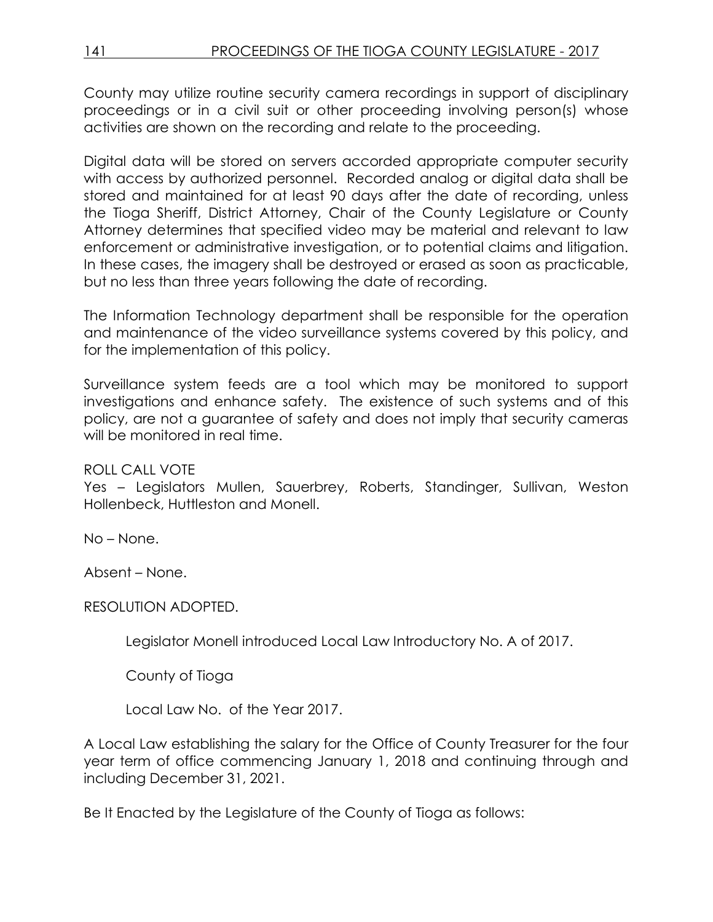County may utilize routine security camera recordings in support of disciplinary proceedings or in a civil suit or other proceeding involving person(s) whose activities are shown on the recording and relate to the proceeding.

Digital data will be stored on servers accorded appropriate computer security with access by authorized personnel. Recorded analog or digital data shall be stored and maintained for at least 90 days after the date of recording, unless the Tioga Sheriff, District Attorney, Chair of the County Legislature or County Attorney determines that specified video may be material and relevant to law enforcement or administrative investigation, or to potential claims and litigation. In these cases, the imagery shall be destroyed or erased as soon as practicable, but no less than three years following the date of recording.

The Information Technology department shall be responsible for the operation and maintenance of the video surveillance systems covered by this policy, and for the implementation of this policy.

Surveillance system feeds are a tool which may be monitored to support investigations and enhance safety. The existence of such systems and of this policy, are not a guarantee of safety and does not imply that security cameras will be monitored in real time.

ROLL CALL VOTE

Yes – Legislators Mullen, Sauerbrey, Roberts, Standinger, Sullivan, Weston Hollenbeck, Huttleston and Monell.

No – None.

Absent – None.

RESOLUTION ADOPTED.

Legislator Monell introduced Local Law Introductory No. A of 2017.

County of Tioga

Local Law No. of the Year 2017.

A Local Law establishing the salary for the Office of County Treasurer for the four year term of office commencing January 1, 2018 and continuing through and including December 31, 2021.

Be It Enacted by the Legislature of the County of Tioga as follows: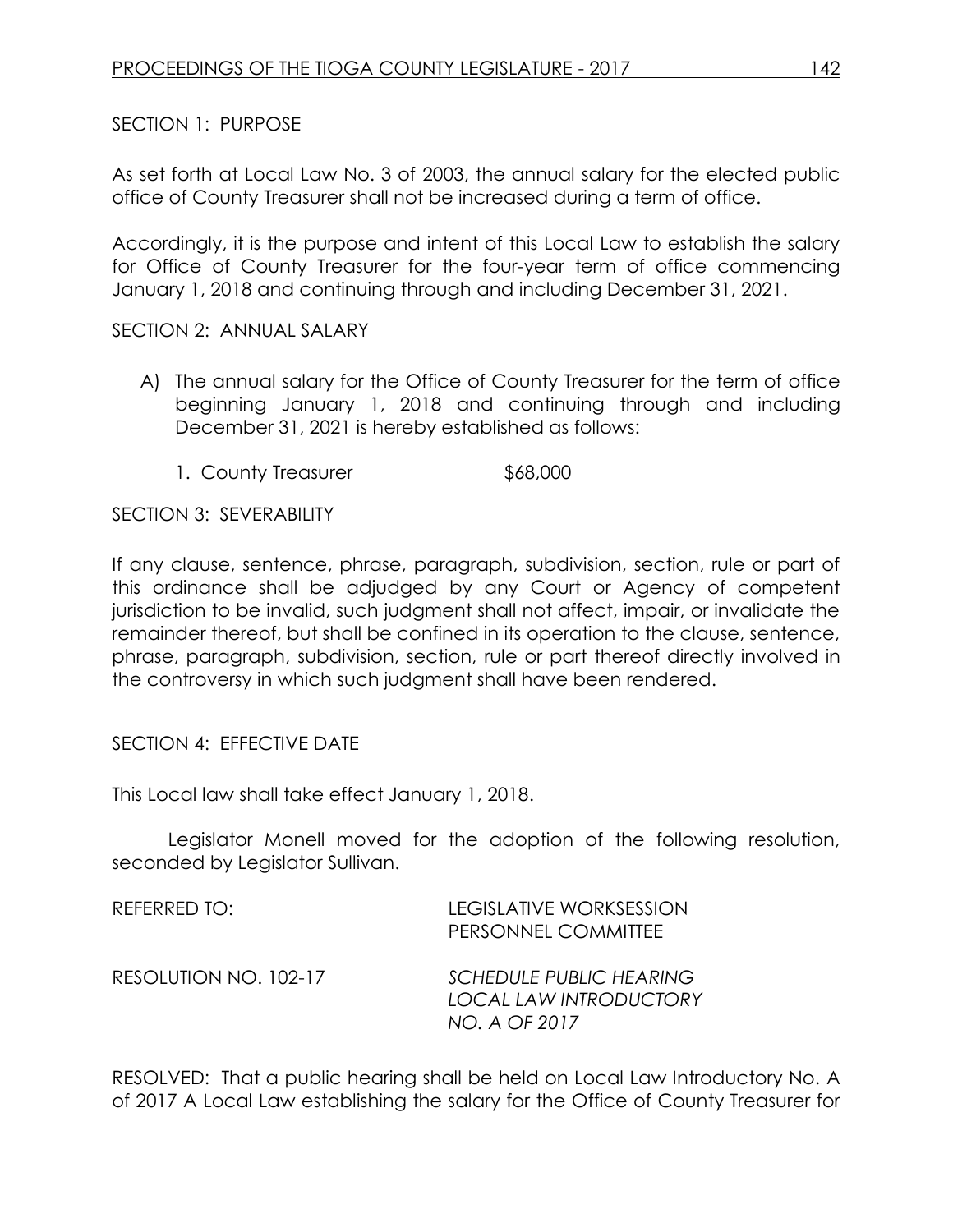SECTION 1: PURPOSE

As set forth at Local Law No. 3 of 2003, the annual salary for the elected public office of County Treasurer shall not be increased during a term of office.

Accordingly, it is the purpose and intent of this Local Law to establish the salary for Office of County Treasurer for the four-year term of office commencing January 1, 2018 and continuing through and including December 31, 2021.

SECTION 2: ANNUAL SALARY

A) The annual salary for the Office of County Treasurer for the term of office beginning January 1, 2018 and continuing through and including December 31, 2021 is hereby established as follows:

   1. County Treasurer $68,000

SECTION 3: SEVERABILITY

If any clause, sentence, phrase, paragraph, subdivision, section, rule or part of this ordinance shall be adjudged by any Court or Agency of competent jurisdiction to be invalid, such judgment shall not affect, impair, or invalidate the remainder thereof, but shall be confined in its operation to the clause, sentence, phrase, paragraph, subdivision, section, rule or part thereof directly involved in the controversy in which such judgment shall have been rendered.

SECTION 4: EFFECTIVE DATE

This Local law shall take effect January 1, 2018.

Legislator Monell moved for the adoption of the following resolution, seconded by Legislator Sullivan.

REFERRED TO: LEGISLATIVE WORKSESSION
PERSONNEL COMMITTEE

RESOLUTION NO. 102-17 *SCHEDULE PUBLIC HEARING LOCAL LAW INTRODUCTORY NO. A OF 2017*

RESOLVED: That a public hearing shall be held on Local Law Introductory No. A of 2017 A Local Law establishing the salary for the Office of County Treasurer for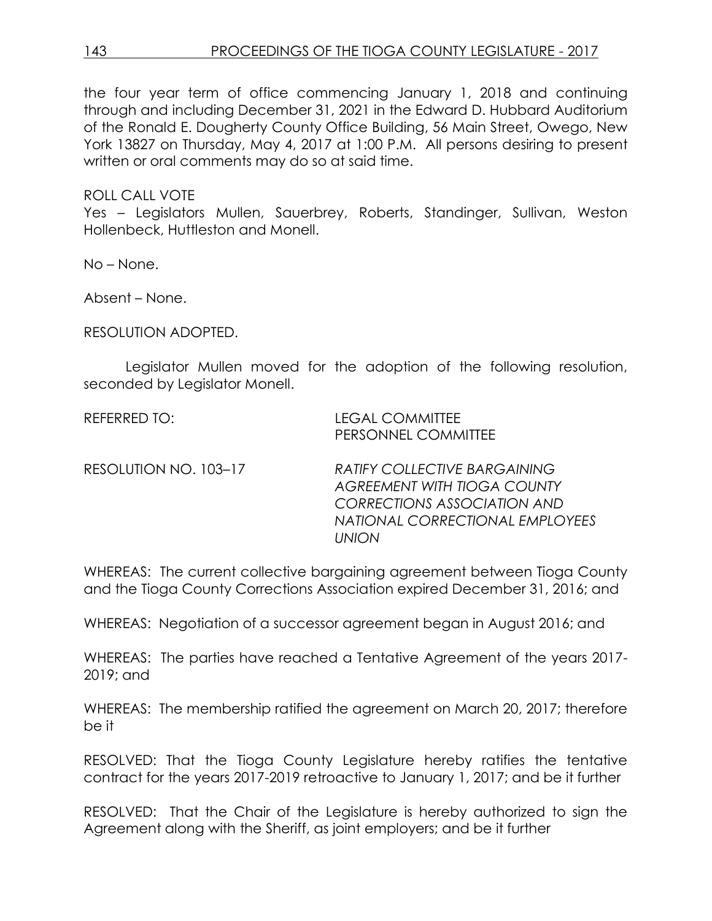the four year term of office commencing January 1, 2018 and continuing through and including December 31, 2021 in the Edward D. Hubbard Auditorium of the Ronald E. Dougherty County Office Building, 56 Main Street, Owego, New York 13827 on Thursday, May 4, 2017 at 1:00 P.M. All persons desiring to present written or oral comments may do so at said time.

ROLL CALL VOTE
Yes – Legislators Mullen, Sauerbrey, Roberts, Standinger, Sullivan, Weston Hollenbeck, Huttleston and Monell.

No – None.

Absent – None.

RESOLUTION ADOPTED.

Legislator Mullen moved for the adoption of the following resolution, seconded by Legislator Monell.

REFERRED TO: LEGAL COMMITTEE
PERSONNEL COMMITTEE

RESOLUTION NO. 103–17 *RATIFY COLLECTIVE BARGAINING AGREEMENT WITH TIOGA COUNTY CORRECTIONS ASSOCIATION AND NATIONAL CORRECTIONAL EMPLOYEES UNION*

WHEREAS: The current collective bargaining agreement between Tioga County and the Tioga County Corrections Association expired December 31, 2016; and

WHEREAS: Negotiation of a successor agreement began in August 2016; and

WHEREAS: The parties have reached a Tentative Agreement of the years 2017-2019; and

WHEREAS: The membership ratified the agreement on March 20, 2017; therefore be it

RESOLVED: That the Tioga County Legislature hereby ratifies the tentative contract for the years 2017-2019 retroactive to January 1, 2017; and be it further

RESOLVED: That the Chair of the Legislature is hereby authorized to sign the Agreement along with the Sheriff, as joint employers; and be it further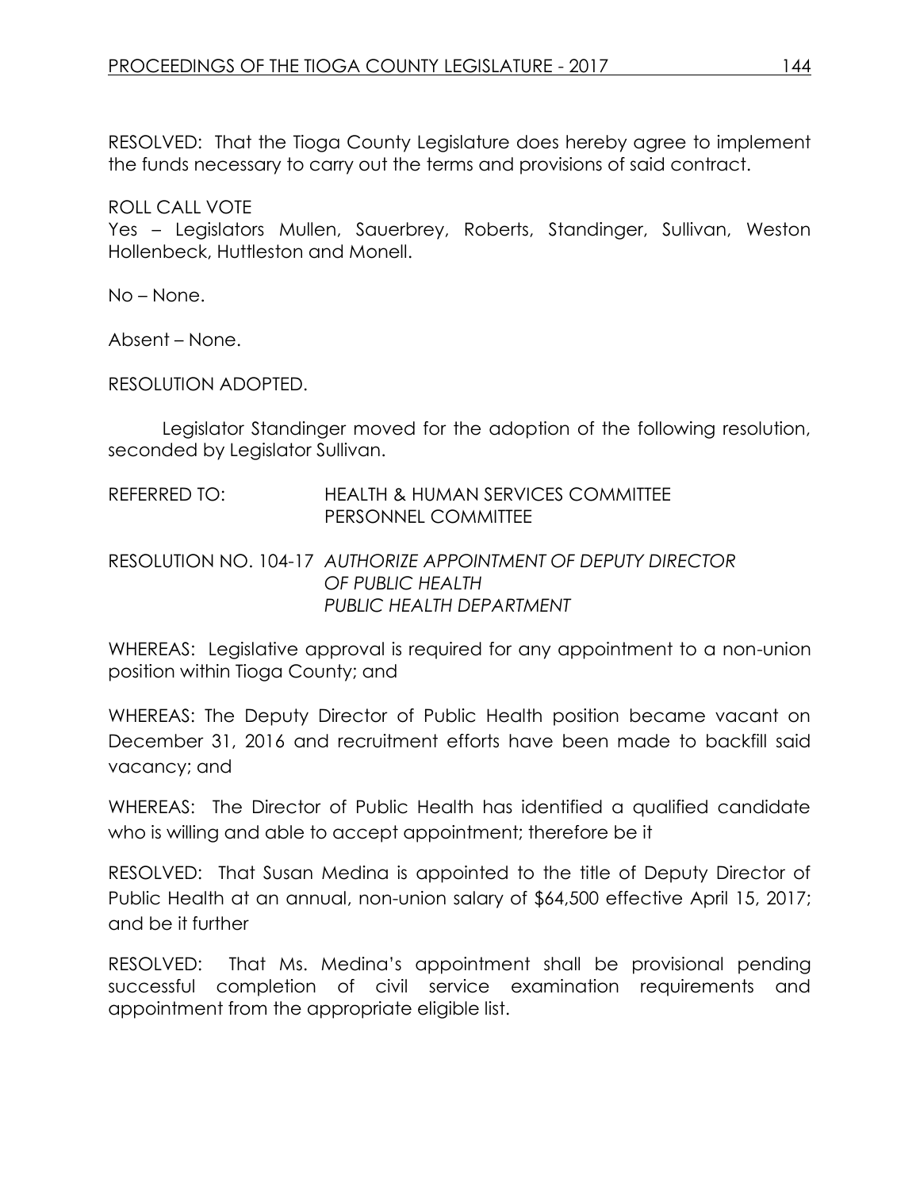RESOLVED: That the Tioga County Legislature does hereby agree to implement the funds necessary to carry out the terms and provisions of said contract.

ROLL CALL VOTE
Yes – Legislators Mullen, Sauerbrey, Roberts, Standinger, Sullivan, Weston Hollenbeck, Huttleston and Monell.

No – None.

Absent – None.

RESOLUTION ADOPTED.

Legislator Standinger moved for the adoption of the following resolution, seconded by Legislator Sullivan.

REFERRED TO: HEALTH & HUMAN SERVICES COMMITTEE
PERSONNEL COMMITTEE

RESOLUTION NO. 104-17 *AUTHORIZE APPOINTMENT OF DEPUTY DIRECTOR OF PUBLIC HEALTH*
*PUBLIC HEALTH DEPARTMENT*

WHEREAS: Legislative approval is required for any appointment to a non-union position within Tioga County; and

WHEREAS: The Deputy Director of Public Health position became vacant on December 31, 2016 and recruitment efforts have been made to backfill said vacancy; and

WHEREAS: The Director of Public Health has identified a qualified candidate who is willing and able to accept appointment; therefore be it

RESOLVED: That Susan Medina is appointed to the title of Deputy Director of Public Health at an annual, non-union salary of $64,500 effective April 15, 2017; and be it further

RESOLVED: That Ms. Medina's appointment shall be provisional pending successful completion of civil service examination requirements and appointment from the appropriate eligible list.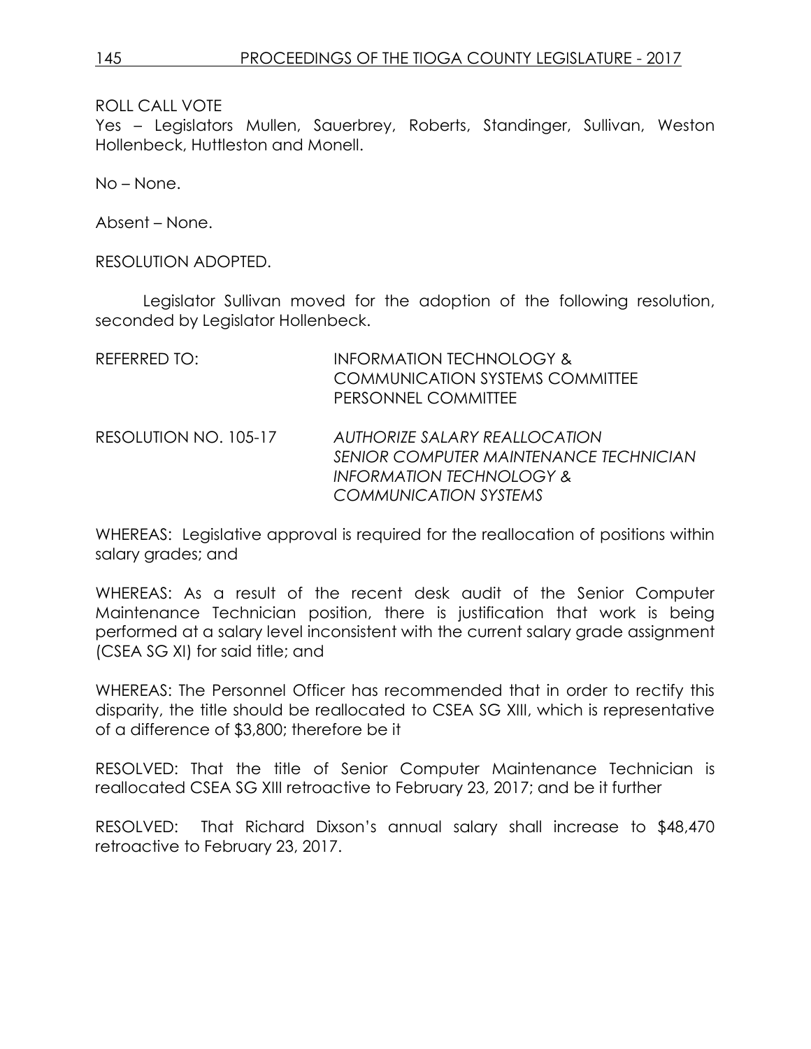ROLL CALL VOTE
Yes – Legislators Mullen, Sauerbrey, Roberts, Standinger, Sullivan, Weston Hollenbeck, Huttleston and Monell.

No – None.

Absent – None.

RESOLUTION ADOPTED.

Legislator Sullivan moved for the adoption of the following resolution, seconded by Legislator Hollenbeck.

REFERRED TO: INFORMATION TECHNOLOGY & COMMUNICATION SYSTEMS COMMITTEE
PERSONNEL COMMITTEE

RESOLUTION NO. 105-17 *AUTHORIZE SALARY REALLOCATION SENIOR COMPUTER MAINTENANCE TECHNICIAN INFORMATION TECHNOLOGY & COMMUNICATION SYSTEMS*

WHEREAS: Legislative approval is required for the reallocation of positions within salary grades; and

WHEREAS: As a result of the recent desk audit of the Senior Computer Maintenance Technician position, there is justification that work is being performed at a salary level inconsistent with the current salary grade assignment (CSEA SG XI) for said title; and

WHEREAS: The Personnel Officer has recommended that in order to rectify this disparity, the title should be reallocated to CSEA SG XIII, which is representative of a difference of $3,800; therefore be it

RESOLVED: That the title of Senior Computer Maintenance Technician is reallocated CSEA SG XIII retroactive to February 23, 2017; and be it further

RESOLVED: That Richard Dixson's annual salary shall increase to $48,470 retroactive to February 23, 2017.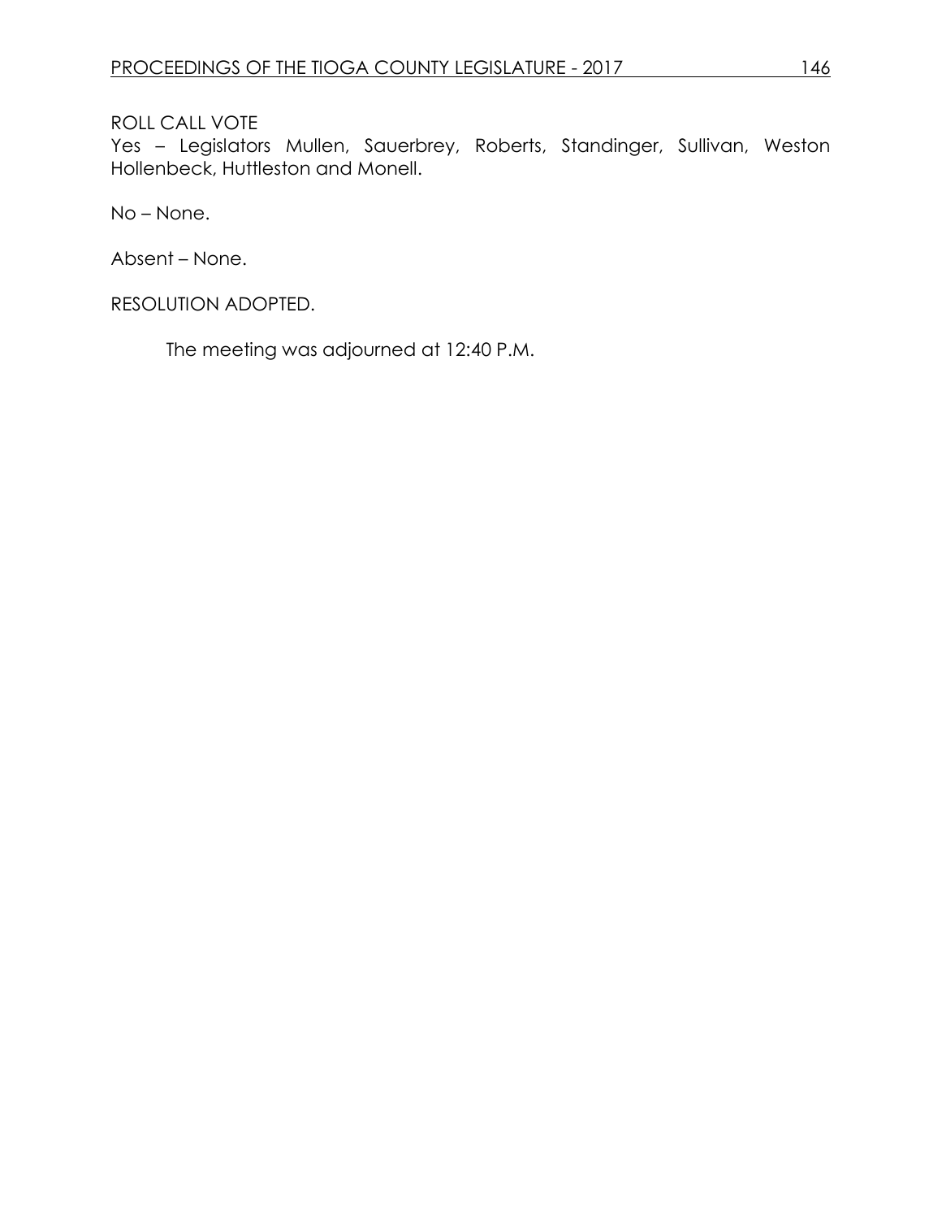ROLL CALL VOTE
Yes – Legislators Mullen, Sauerbrey, Roberts, Standinger, Sullivan, Weston Hollenbeck, Huttleston and Monell.

No – None.

Absent – None.

RESOLUTION ADOPTED.

The meeting was adjourned at 12:40 P.M.